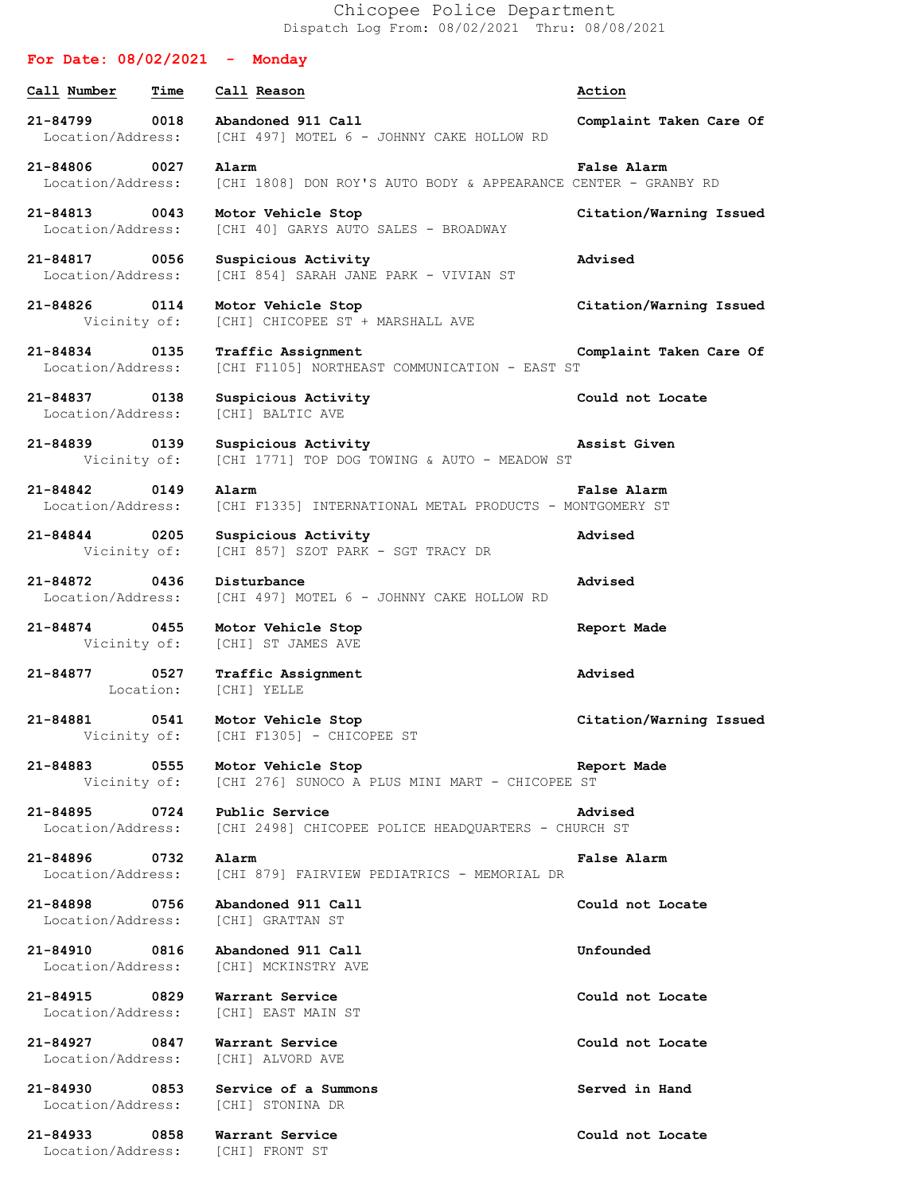# Chicopee Police Department

Dispatch Log From: 08/02/2021 Thru: 08/08/2021

## For Date: 08/02/2021 - Monday

| Call Number | Time | Call Reason | Action |
|---|---|---|---|
| 21-84799 | 0018 | Abandoned 911 Call | Complaint Taken Care Of |
| Location/Address: | | [CHI 497] MOTEL 6 - JOHNNY CAKE HOLLOW RD | |
| 21-84806 | 0027 | Alarm | False Alarm |
| Location/Address: | | [CHI 1808] DON ROY'S AUTO BODY & APPEARANCE CENTER - GRANBY RD | |
| 21-84813 | 0043 | Motor Vehicle Stop | Citation/Warning Issued |
| Location/Address: | | [CHI 40] GARYS AUTO SALES - BROADWAY | |
| 21-84817 | 0056 | Suspicious Activity | Advised |
| Location/Address: | | [CHI 854] SARAH JANE PARK - VIVIAN ST | |
| 21-84826 | 0114 | Motor Vehicle Stop | Citation/Warning Issued |
| Vicinity of: | | [CHI] CHICOPEE ST + MARSHALL AVE | |
| 21-84834 | 0135 | Traffic Assignment | Complaint Taken Care Of |
| Location/Address: | | [CHI F1105] NORTHEAST COMMUNICATION - EAST ST | |
| 21-84837 | 0138 | Suspicious Activity | Could not Locate |
| Location/Address: | | [CHI] BALTIC AVE | |
| 21-84839 | 0139 | Suspicious Activity | Assist Given |
| Vicinity of: | | [CHI 1771] TOP DOG TOWING & AUTO - MEADOW ST | |
| 21-84842 | 0149 | Alarm | False Alarm |
| Location/Address: | | [CHI F1335] INTERNATIONAL METAL PRODUCTS - MONTGOMERY ST | |
| 21-84844 | 0205 | Suspicious Activity | Advised |
| Vicinity of: | | [CHI 857] SZOT PARK - SGT TRACY DR | |
| 21-84872 | 0436 | Disturbance | Advised |
| Location/Address: | | [CHI 497] MOTEL 6 - JOHNNY CAKE HOLLOW RD | |
| 21-84874 | 0455 | Motor Vehicle Stop | Report Made |
| Vicinity of: | | [CHI] ST JAMES AVE | |
| 21-84877 | 0527 | Traffic Assignment | Advised |
| Location: | | [CHI] YELLE | |
| 21-84881 | 0541 | Motor Vehicle Stop | Citation/Warning Issued |
| Vicinity of: | | [CHI F1305] - CHICOPEE ST | |
| 21-84883 | 0555 | Motor Vehicle Stop | Report Made |
| Vicinity of: | | [CHI 276] SUNOCO A PLUS MINI MART - CHICOPEE ST | |
| 21-84895 | 0724 | Public Service | Advised |
| Location/Address: | | [CHI 2498] CHICOPEE POLICE HEADQUARTERS - CHURCH ST | |
| 21-84896 | 0732 | Alarm | False Alarm |
| Location/Address: | | [CHI 879] FAIRVIEW PEDIATRICS - MEMORIAL DR | |
| 21-84898 | 0756 | Abandoned 911 Call | Could not Locate |
| Location/Address: | | [CHI] GRATTAN ST | |
| 21-84910 | 0816 | Abandoned 911 Call | Unfounded |
| Location/Address: | | [CHI] MCKINSTRY AVE | |
| 21-84915 | 0829 | Warrant Service | Could not Locate |
| Location/Address: | | [CHI] EAST MAIN ST | |
| 21-84927 | 0847 | Warrant Service | Could not Locate |
| Location/Address: | | [CHI] ALVORD AVE | |
| 21-84930 | 0853 | Service of a Summons | Served in Hand |
| Location/Address: | | [CHI] STONINA DR | |
| 21-84933 | 0858 | Warrant Service | Could not Locate |
| Location/Address: | | [CHI] FRONT ST | |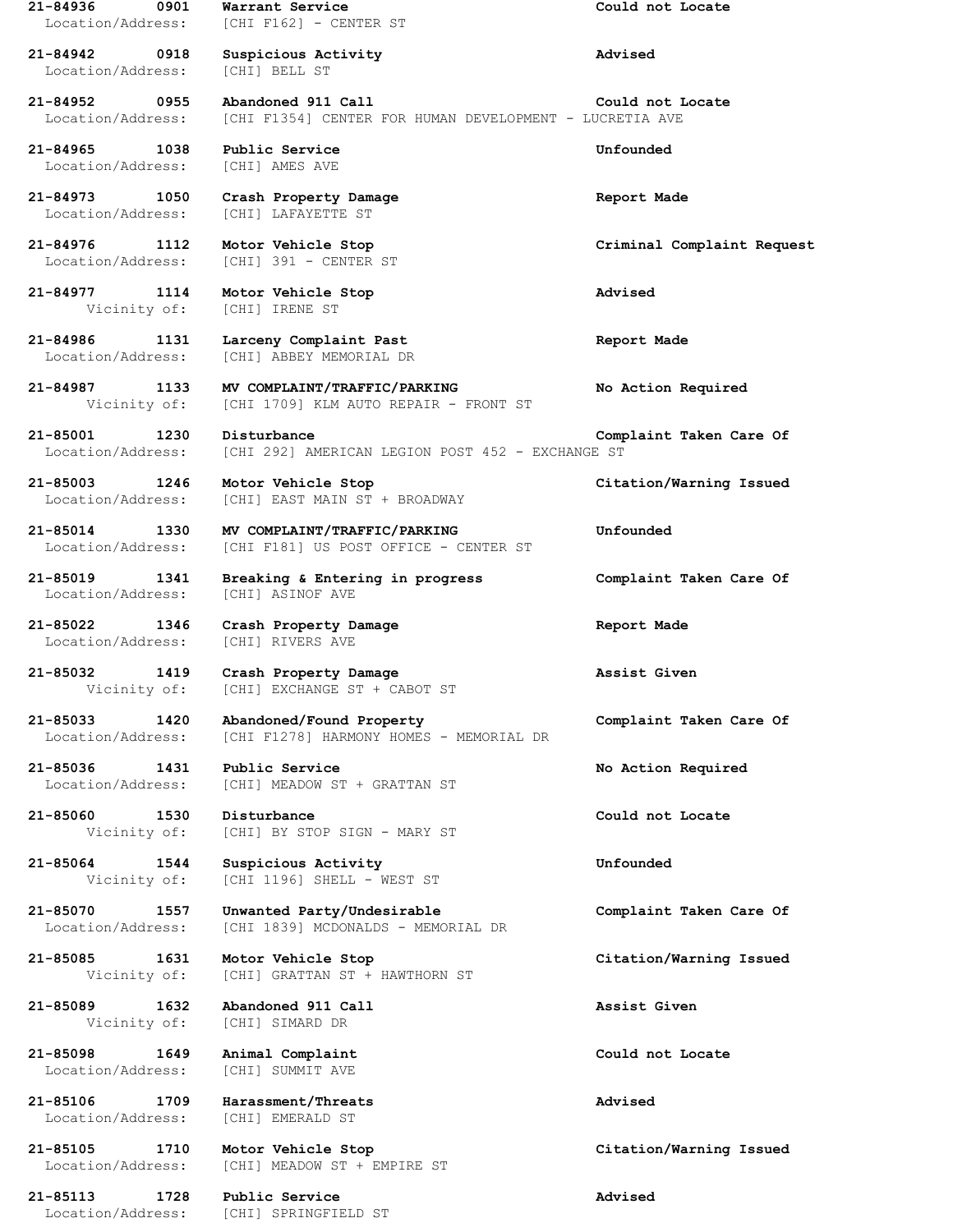**21-84936 0901 Warrant Service** **Could not Locate**
Location/Address: [CHI F162] - CENTER ST

**21-84942 0918 Suspicious Activity** **Advised**
Location/Address: [CHI] BELL ST

**21-84952 0955 Abandoned 911 Call** **Could not Locate**
Location/Address: [CHI F1354] CENTER FOR HUMAN DEVELOPMENT - LUCRETIA AVE

**21-84965 1038 Public Service** **Unfounded**
Location/Address: [CHI] AMES AVE

**21-84973 1050 Crash Property Damage** **Report Made**
Location/Address: [CHI] LAFAYETTE ST

**21-84976 1112 Motor Vehicle Stop** **Criminal Complaint Request**
Location/Address: [CHI] 391 - CENTER ST

**21-84977 1114 Motor Vehicle Stop** **Advised**
Vicinity of: [CHI] IRENE ST

**21-84986 1131 Larceny Complaint Past** **Report Made**
Location/Address: [CHI] ABBEY MEMORIAL DR

**21-84987 1133 MV COMPLAINT/TRAFFIC/PARKING** **No Action Required**
Vicinity of: [CHI 1709] KLM AUTO REPAIR - FRONT ST

**21-85001 1230 Disturbance** **Complaint Taken Care Of**
Location/Address: [CHI 292] AMERICAN LEGION POST 452 - EXCHANGE ST

**21-85003 1246 Motor Vehicle Stop** **Citation/Warning Issued**
Location/Address: [CHI] EAST MAIN ST + BROADWAY

**21-85014 1330 MV COMPLAINT/TRAFFIC/PARKING** **Unfounded**
Location/Address: [CHI F181] US POST OFFICE - CENTER ST

**21-85019 1341 Breaking & Entering in progress** **Complaint Taken Care Of**
Location/Address: [CHI] ASINOF AVE

**21-85022 1346 Crash Property Damage** **Report Made**
Location/Address: [CHI] RIVERS AVE

**21-85032 1419 Crash Property Damage** **Assist Given**
Vicinity of: [CHI] EXCHANGE ST + CABOT ST

**21-85033 1420 Abandoned/Found Property** **Complaint Taken Care Of**
Location/Address: [CHI F1278] HARMONY HOMES - MEMORIAL DR

**21-85036 1431 Public Service** **No Action Required**
Location/Address: [CHI] MEADOW ST + GRATTAN ST

**21-85060 1530 Disturbance** **Could not Locate**
Vicinity of: [CHI] BY STOP SIGN - MARY ST

**21-85064 1544 Suspicious Activity** **Unfounded**
Vicinity of: [CHI 1196] SHELL - WEST ST

**21-85070 1557 Unwanted Party/Undesirable** **Complaint Taken Care Of**
Location/Address: [CHI 1839] MCDONALDS - MEMORIAL DR

**21-85085 1631 Motor Vehicle Stop** **Citation/Warning Issued**
Vicinity of: [CHI] GRATTAN ST + HAWTHORN ST

**21-85089 1632 Abandoned 911 Call** **Assist Given**
Vicinity of: [CHI] SIMARD DR

**21-85098 1649 Animal Complaint** **Could not Locate**
Location/Address: [CHI] SUMMIT AVE

**21-85106 1709 Harassment/Threats** **Advised**
Location/Address: [CHI] EMERALD ST

**21-85105 1710 Motor Vehicle Stop** **Citation/Warning Issued**
Location/Address: [CHI] MEADOW ST + EMPIRE ST

**21-85113 1728 Public Service** **Advised**
Location/Address: [CHI] SPRINGFIELD ST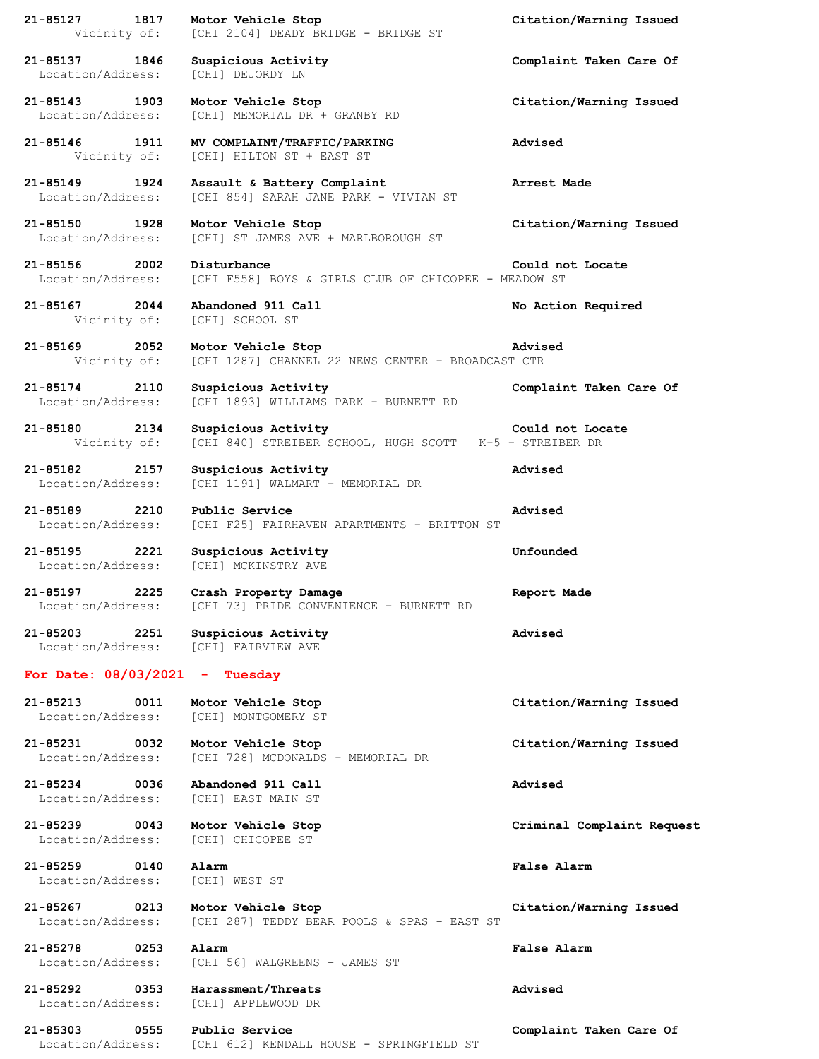**21-85127 1817 Motor Vehicle Stop** **Citation/Warning Issued**
Vicinity of: [CHI 2104] DEADY BRIDGE - BRIDGE ST

**21-85137 1846 Suspicious Activity** **Complaint Taken Care Of**
Location/Address: [CHI] DEJORDY LN

**21-85143 1903 Motor Vehicle Stop** **Citation/Warning Issued**
Location/Address: [CHI] MEMORIAL DR + GRANBY RD

**21-85146 1911 MV COMPLAINT/TRAFFIC/PARKING** **Advised**
Vicinity of: [CHI] HILTON ST + EAST ST

**21-85149 1924 Assault & Battery Complaint** **Arrest Made**
Location/Address: [CHI 854] SARAH JANE PARK - VIVIAN ST

**21-85150 1928 Motor Vehicle Stop** **Citation/Warning Issued**
Location/Address: [CHI] ST JAMES AVE + MARLBOROUGH ST

**21-85156 2002 Disturbance** **Could not Locate**
Location/Address: [CHI F558] BOYS & GIRLS CLUB OF CHICOPEE - MEADOW ST

**21-85167 2044 Abandoned 911 Call** **No Action Required**
Vicinity of: [CHI] SCHOOL ST

**21-85169 2052 Motor Vehicle Stop** **Advised**
Vicinity of: [CHI 1287] CHANNEL 22 NEWS CENTER - BROADCAST CTR

**21-85174 2110 Suspicious Activity** **Complaint Taken Care Of**
Location/Address: [CHI 1893] WILLIAMS PARK - BURNETT RD

**21-85180 2134 Suspicious Activity** **Could not Locate**
Vicinity of: [CHI 840] STREIBER SCHOOL, HUGH SCOTT K-5 - STREIBER DR

**21-85182 2157 Suspicious Activity** **Advised**
Location/Address: [CHI 1191] WALMART - MEMORIAL DR

**21-85189 2210 Public Service** **Advised**
Location/Address: [CHI F25] FAIRHAVEN APARTMENTS - BRITTON ST

**21-85195 2221 Suspicious Activity** **Unfounded**
Location/Address: [CHI] MCKINSTRY AVE

**21-85197 2225 Crash Property Damage** **Report Made**
Location/Address: [CHI 73] PRIDE CONVENIENCE - BURNETT RD

**21-85203 2251 Suspicious Activity** **Advised**
Location/Address: [CHI] FAIRVIEW AVE

## For Date: 08/03/2021 - Tuesday

**21-85213 0011 Motor Vehicle Stop** **Citation/Warning Issued**
Location/Address: [CHI] MONTGOMERY ST

**21-85231 0032 Motor Vehicle Stop** **Citation/Warning Issued**
Location/Address: [CHI 728] MCDONALDS - MEMORIAL DR

**21-85234 0036 Abandoned 911 Call** **Advised**
Location/Address: [CHI] EAST MAIN ST

**21-85239 0043 Motor Vehicle Stop** **Criminal Complaint Request**
Location/Address: [CHI] CHICOPEE ST

**21-85259 0140 Alarm** **False Alarm**
Location/Address: [CHI] WEST ST

**21-85267 0213 Motor Vehicle Stop** **Citation/Warning Issued**
Location/Address: [CHI 287] TEDDY BEAR POOLS & SPAS - EAST ST

**21-85278 0253 Alarm** **False Alarm**
Location/Address: [CHI 56] WALGREENS - JAMES ST

**21-85292 0353 Harassment/Threats** **Advised**
Location/Address: [CHI] APPLEWOOD DR

**21-85303 0555 Public Service** **Complaint Taken Care Of**
Location/Address: [CHI 612] KENDALL HOUSE - SPRINGFIELD ST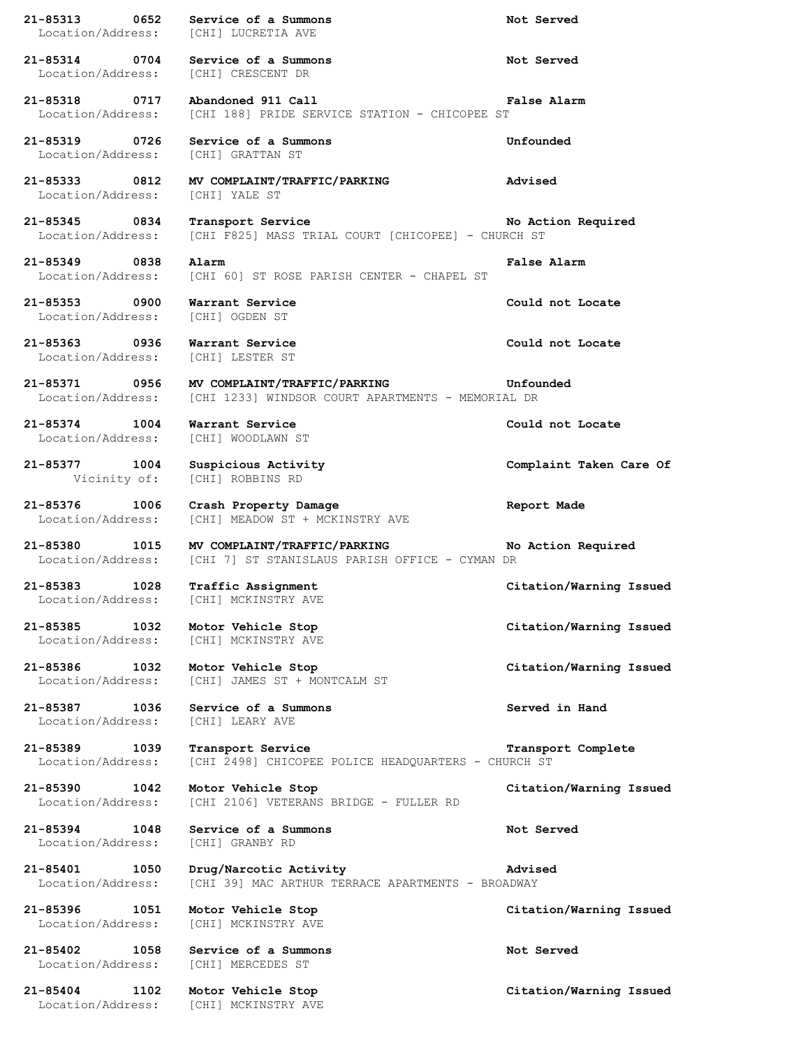**21-85313 0652 Service of a Summons Not Served**
Location/Address: [CHI] LUCRETIA AVE

**21-85314 0704 Service of a Summons Not Served**
Location/Address: [CHI] CRESCENT DR

**21-85318 0717 Abandoned 911 Call False Alarm**
Location/Address: [CHI 188] PRIDE SERVICE STATION - CHICOPEE ST

**21-85319 0726 Service of a Summons Unfounded**
Location/Address: [CHI] GRATTAN ST

**21-85333 0812 MV COMPLAINT/TRAFFIC/PARKING Advised**
Location/Address: [CHI] YALE ST

**21-85345 0834 Transport Service No Action Required**
Location/Address: [CHI F825] MASS TRIAL COURT [CHICOPEE] - CHURCH ST

**21-85349 0838 Alarm False Alarm**
Location/Address: [CHI 60] ST ROSE PARISH CENTER - CHAPEL ST

**21-85353 0900 Warrant Service Could not Locate**
Location/Address: [CHI] OGDEN ST

**21-85363 0936 Warrant Service Could not Locate**
Location/Address: [CHI] LESTER ST

**21-85371 0956 MV COMPLAINT/TRAFFIC/PARKING Unfounded**
Location/Address: [CHI 1233] WINDSOR COURT APARTMENTS - MEMORIAL DR

**21-85374 1004 Warrant Service Could not Locate**
Location/Address: [CHI] WOODLAWN ST

**21-85377 1004 Suspicious Activity Complaint Taken Care Of**
Vicinity of: [CHI] ROBBINS RD

**21-85376 1006 Crash Property Damage Report Made**
Location/Address: [CHI] MEADOW ST + MCKINSTRY AVE

**21-85380 1015 MV COMPLAINT/TRAFFIC/PARKING No Action Required**
Location/Address: [CHI 7] ST STANISLAUS PARISH OFFICE - CYMAN DR

**21-85383 1028 Traffic Assignment Citation/Warning Issued**
Location/Address: [CHI] MCKINSTRY AVE

**21-85385 1032 Motor Vehicle Stop Citation/Warning Issued**
Location/Address: [CHI] MCKINSTRY AVE

**21-85386 1032 Motor Vehicle Stop Citation/Warning Issued**
Location/Address: [CHI] JAMES ST + MONTCALM ST

**21-85387 1036 Service of a Summons Served in Hand**
Location/Address: [CHI] LEARY AVE

**21-85389 1039 Transport Service Transport Complete**
Location/Address: [CHI 2498] CHICOPEE POLICE HEADQUARTERS - CHURCH ST

**21-85390 1042 Motor Vehicle Stop Citation/Warning Issued**
Location/Address: [CHI 2106] VETERANS BRIDGE - FULLER RD

**21-85394 1048 Service of a Summons Not Served**
Location/Address: [CHI] GRANBY RD

**21-85401 1050 Drug/Narcotic Activity Advised**
Location/Address: [CHI 39] MAC ARTHUR TERRACE APARTMENTS - BROADWAY

**21-85396 1051 Motor Vehicle Stop Citation/Warning Issued**
Location/Address: [CHI] MCKINSTRY AVE

**21-85402 1058 Service of a Summons Not Served**
Location/Address: [CHI] MERCEDES ST

**21-85404 1102 Motor Vehicle Stop Citation/Warning Issued**
Location/Address: [CHI] MCKINSTRY AVE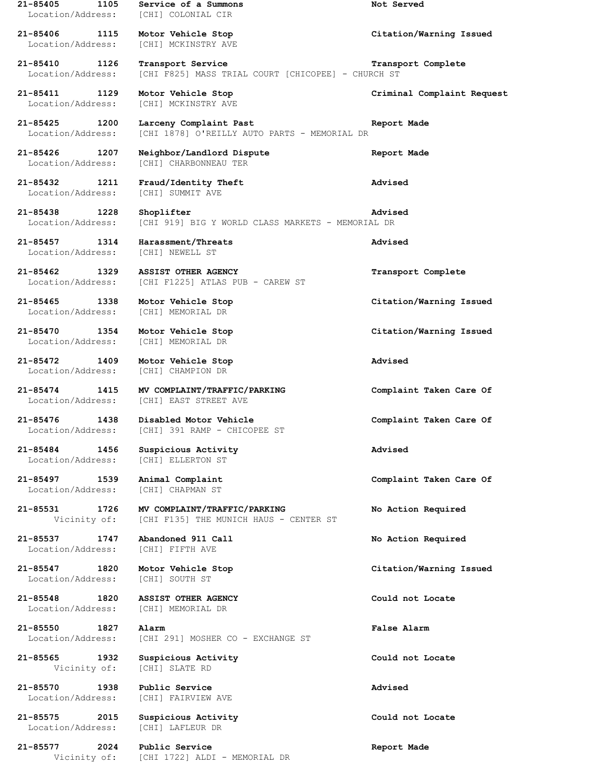**21-85405** **1105** **Service of a Summons** **Not Served**
Location/Address: [CHI] COLONIAL CIR

**21-85406** **1115** **Motor Vehicle Stop** **Citation/Warning Issued**
Location/Address: [CHI] MCKINSTRY AVE

**21-85410** **1126** **Transport Service** **Transport Complete**
Location/Address: [CHI F825] MASS TRIAL COURT [CHICOPEE] - CHURCH ST

**21-85411** **1129** **Motor Vehicle Stop** **Criminal Complaint Request**
Location/Address: [CHI] MCKINSTRY AVE

**21-85425** **1200** **Larceny Complaint Past** **Report Made**
Location/Address: [CHI 1878] O'REILLY AUTO PARTS - MEMORIAL DR

**21-85426** **1207** **Neighbor/Landlord Dispute** **Report Made**
Location/Address: [CHI] CHARBONNEAU TER

**21-85432** **1211** **Fraud/Identity Theft** **Advised**
Location/Address: [CHI] SUMMIT AVE

**21-85438** **1228** **Shoplifter** **Advised**
Location/Address: [CHI 919] BIG Y WORLD CLASS MARKETS - MEMORIAL DR

**21-85457** **1314** **Harassment/Threats** **Advised**
Location/Address: [CHI] NEWELL ST

**21-85462** **1329** **ASSIST OTHER AGENCY** **Transport Complete**
Location/Address: [CHI F1225] ATLAS PUB - CAREW ST

**21-85465** **1338** **Motor Vehicle Stop** **Citation/Warning Issued**
Location/Address: [CHI] MEMORIAL DR

**21-85470** **1354** **Motor Vehicle Stop** **Citation/Warning Issued**
Location/Address: [CHI] MEMORIAL DR

**21-85472** **1409** **Motor Vehicle Stop** **Advised**
Location/Address: [CHI] CHAMPION DR

**21-85474** **1415** **MV COMPLAINT/TRAFFIC/PARKING** **Complaint Taken Care Of**
Location/Address: [CHI] EAST STREET AVE

**21-85476** **1438** **Disabled Motor Vehicle** **Complaint Taken Care Of**
Location/Address: [CHI] 391 RAMP - CHICOPEE ST

**21-85484** **1456** **Suspicious Activity** **Advised**
Location/Address: [CHI] ELLERTON ST

**21-85497** **1539** **Animal Complaint** **Complaint Taken Care Of**
Location/Address: [CHI] CHAPMAN ST

**21-85531** **1726** **MV COMPLAINT/TRAFFIC/PARKING** **No Action Required**
Vicinity of: [CHI F135] THE MUNICH HAUS - CENTER ST

**21-85537** **1747** **Abandoned 911 Call** **No Action Required**
Location/Address: [CHI] FIFTH AVE

**21-85547** **1820** **Motor Vehicle Stop** **Citation/Warning Issued**
Location/Address: [CHI] SOUTH ST

**21-85548** **1820** **ASSIST OTHER AGENCY** **Could not Locate**
Location/Address: [CHI] MEMORIAL DR

**21-85550** **1827** **Alarm** **False Alarm**
Location/Address: [CHI 291] MOSHER CO - EXCHANGE ST

**21-85565** **1932** **Suspicious Activity** **Could not Locate**
Vicinity of: [CHI] SLATE RD

**21-85570** **1938** **Public Service** **Advised**
Location/Address: [CHI] FAIRVIEW AVE

**21-85575** **2015** **Suspicious Activity** **Could not Locate**
Location/Address: [CHI] LAFLEUR DR

**21-85577** **2024** **Public Service** **Report Made**
Vicinity of: [CHI 1722] ALDI - MEMORIAL DR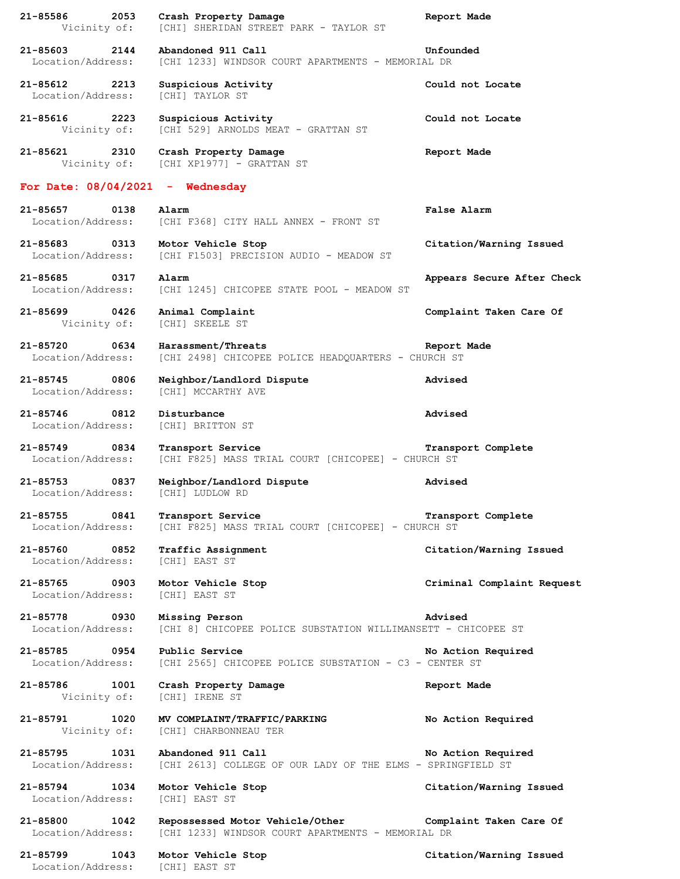**21-85586 2053 Crash Property Damage Report Made**
Vicinity of: [CHI] SHERIDAN STREET PARK - TAYLOR ST

**21-85603 2144 Abandoned 911 Call Unfounded**
Location/Address: [CHI 1233] WINDSOR COURT APARTMENTS - MEMORIAL DR

**21-85612 2213 Suspicious Activity Could not Locate**
Location/Address: [CHI] TAYLOR ST

**21-85616 2223 Suspicious Activity Could not Locate**
Vicinity of: [CHI 529] ARNOLDS MEAT - GRATTAN ST

**21-85621 2310 Crash Property Damage Report Made**
Vicinity of: [CHI XP1977] - GRATTAN ST

## For Date: 08/04/2021 - Wednesday

**21-85657 0138 Alarm False Alarm**
Location/Address: [CHI F368] CITY HALL ANNEX - FRONT ST

**21-85683 0313 Motor Vehicle Stop Citation/Warning Issued**
Location/Address: [CHI F1503] PRECISION AUDIO - MEADOW ST

**21-85685 0317 Alarm Appears Secure After Check**
Location/Address: [CHI 1245] CHICOPEE STATE POOL - MEADOW ST

**21-85699 0426 Animal Complaint Complaint Taken Care Of**
Vicinity of: [CHI] SKEELE ST

**21-85720 0634 Harassment/Threats Report Made**
Location/Address: [CHI 2498] CHICOPEE POLICE HEADQUARTERS - CHURCH ST

**21-85745 0806 Neighbor/Landlord Dispute Advised**
Location/Address: [CHI] MCCARTHY AVE

**21-85746 0812 Disturbance Advised**
Location/Address: [CHI] BRITTON ST

**21-85749 0834 Transport Service Transport Complete**
Location/Address: [CHI F825] MASS TRIAL COURT [CHICOPEE] - CHURCH ST

**21-85753 0837 Neighbor/Landlord Dispute Advised**
Location/Address: [CHI] LUDLOW RD

**21-85755 0841 Transport Service Transport Complete**
Location/Address: [CHI F825] MASS TRIAL COURT [CHICOPEE] - CHURCH ST

**21-85760 0852 Traffic Assignment Citation/Warning Issued**
Location/Address: [CHI] EAST ST

**21-85765 0903 Motor Vehicle Stop Criminal Complaint Request**
Location/Address: [CHI] EAST ST

**21-85778 0930 Missing Person Advised**
Location/Address: [CHI 8] CHICOPEE POLICE SUBSTATION WILLIMANSETT - CHICOPEE ST

**21-85785 0954 Public Service No Action Required**
Location/Address: [CHI 2565] CHICOPEE POLICE SUBSTATION - C3 - CENTER ST

**21-85786 1001 Crash Property Damage Report Made**
Vicinity of: [CHI] IRENE ST

**21-85791 1020 MV COMPLAINT/TRAFFIC/PARKING No Action Required**
Vicinity of: [CHI] CHARBONNEAU TER

**21-85795 1031 Abandoned 911 Call No Action Required**
Location/Address: [CHI 2613] COLLEGE OF OUR LADY OF THE ELMS - SPRINGFIELD ST

**21-85794 1034 Motor Vehicle Stop Citation/Warning Issued**
Location/Address: [CHI] EAST ST

**21-85800 1042 Repossessed Motor Vehicle/Other Complaint Taken Care Of**
Location/Address: [CHI 1233] WINDSOR COURT APARTMENTS - MEMORIAL DR

**21-85799 1043 Motor Vehicle Stop Citation/Warning Issued**
Location/Address: [CHI] EAST ST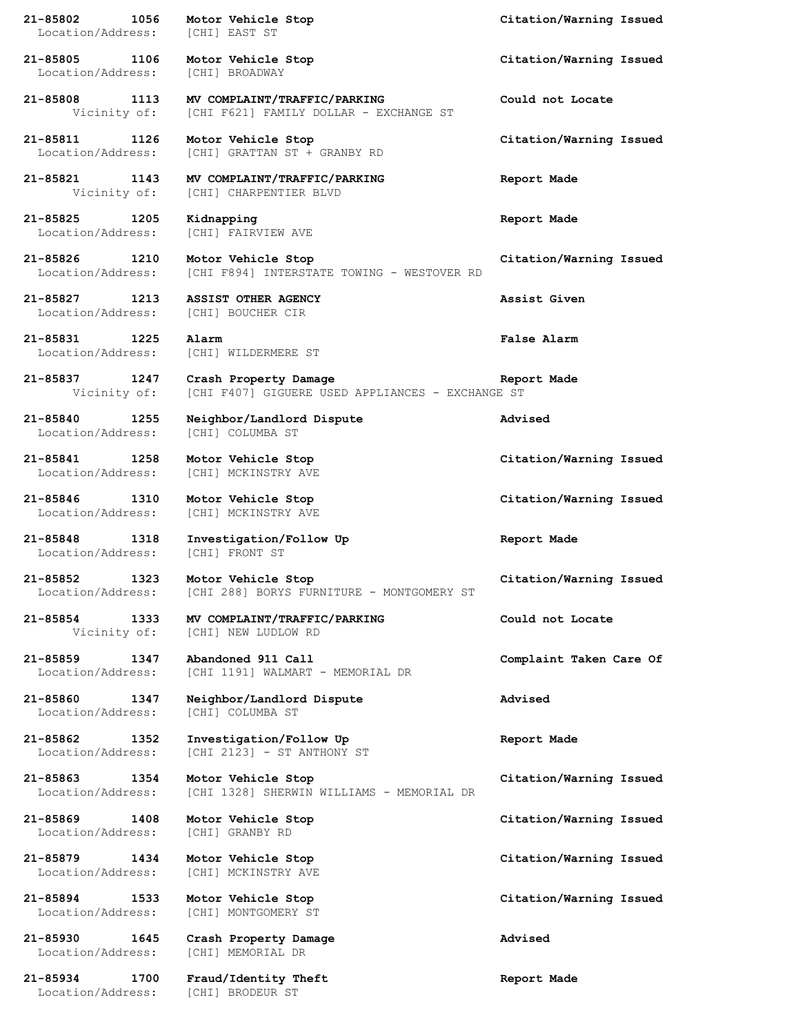**21-85802 1056 Motor Vehicle Stop** **Citation/Warning Issued**
Location/Address: [CHI] EAST ST

**21-85805 1106 Motor Vehicle Stop** **Citation/Warning Issued**
Location/Address: [CHI] BROADWAY

**21-85808 1113 MV COMPLAINT/TRAFFIC/PARKING** **Could not Locate**
Vicinity of: [CHI F621] FAMILY DOLLAR - EXCHANGE ST

**21-85811 1126 Motor Vehicle Stop** **Citation/Warning Issued**
Location/Address: [CHI] GRATTAN ST + GRANBY RD

**21-85821 1143 MV COMPLAINT/TRAFFIC/PARKING** **Report Made**
Vicinity of: [CHI] CHARPENTIER BLVD

**21-85825 1205 Kidnapping** **Report Made**
Location/Address: [CHI] FAIRVIEW AVE

**21-85826 1210 Motor Vehicle Stop** **Citation/Warning Issued**
Location/Address: [CHI F894] INTERSTATE TOWING - WESTOVER RD

**21-85827 1213 ASSIST OTHER AGENCY** **Assist Given**
Location/Address: [CHI] BOUCHER CIR

**21-85831 1225 Alarm** **False Alarm**
Location/Address: [CHI] WILDERMERE ST

**21-85837 1247 Crash Property Damage** **Report Made**
Vicinity of: [CHI F407] GIGUERE USED APPLIANCES - EXCHANGE ST

**21-85840 1255 Neighbor/Landlord Dispute** **Advised**
Location/Address: [CHI] COLUMBA ST

**21-85841 1258 Motor Vehicle Stop** **Citation/Warning Issued**
Location/Address: [CHI] MCKINSTRY AVE

**21-85846 1310 Motor Vehicle Stop** **Citation/Warning Issued**
Location/Address: [CHI] MCKINSTRY AVE

**21-85848 1318 Investigation/Follow Up** **Report Made**
Location/Address: [CHI] FRONT ST

**21-85852 1323 Motor Vehicle Stop** **Citation/Warning Issued**
Location/Address: [CHI 288] BORYS FURNITURE - MONTGOMERY ST

**21-85854 1333 MV COMPLAINT/TRAFFIC/PARKING** **Could not Locate**
Vicinity of: [CHI] NEW LUDLOW RD

**21-85859 1347 Abandoned 911 Call** **Complaint Taken Care Of**
Location/Address: [CHI 1191] WALMART - MEMORIAL DR

**21-85860 1347 Neighbor/Landlord Dispute** **Advised**
Location/Address: [CHI] COLUMBA ST

**21-85862 1352 Investigation/Follow Up** **Report Made**
Location/Address: [CHI 2123] - ST ANTHONY ST

**21-85863 1354 Motor Vehicle Stop** **Citation/Warning Issued**
Location/Address: [CHI 1328] SHERWIN WILLIAMS - MEMORIAL DR

**21-85869 1408 Motor Vehicle Stop** **Citation/Warning Issued**
Location/Address: [CHI] GRANBY RD

**21-85879 1434 Motor Vehicle Stop** **Citation/Warning Issued**
Location/Address: [CHI] MCKINSTRY AVE

**21-85894 1533 Motor Vehicle Stop** **Citation/Warning Issued**
Location/Address: [CHI] MONTGOMERY ST

**21-85930 1645 Crash Property Damage** **Advised**
Location/Address: [CHI] MEMORIAL DR

**21-85934 1700 Fraud/Identity Theft** **Report Made**
Location/Address: [CHI] BRODEUR ST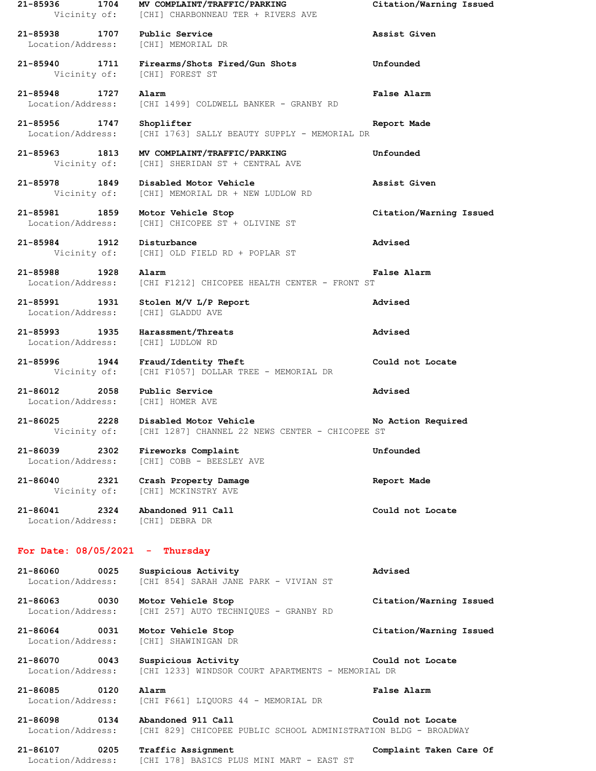**21-85936 1704 MV COMPLAINT/TRAFFIC/PARKING Citation/Warning Issued**
Vicinity of: [CHI] CHARBONNEAU TER + RIVERS AVE

**21-85938 1707 Public Service Assist Given**
Location/Address: [CHI] MEMORIAL DR

**21-85940 1711 Firearms/Shots Fired/Gun Shots Unfounded**
Vicinity of: [CHI] FOREST ST

**21-85948 1727 Alarm False Alarm**
Location/Address: [CHI 1499] COLDWELL BANKER - GRANBY RD

**21-85956 1747 Shoplifter Report Made**
Location/Address: [CHI 1763] SALLY BEAUTY SUPPLY - MEMORIAL DR

**21-85963 1813 MV COMPLAINT/TRAFFIC/PARKING Unfounded**
Vicinity of: [CHI] SHERIDAN ST + CENTRAL AVE

**21-85978 1849 Disabled Motor Vehicle Assist Given**
Vicinity of: [CHI] MEMORIAL DR + NEW LUDLOW RD

**21-85981 1859 Motor Vehicle Stop Citation/Warning Issued**
Location/Address: [CHI] CHICOPEE ST + OLIVINE ST

**21-85984 1912 Disturbance Advised**
Vicinity of: [CHI] OLD FIELD RD + POPLAR ST

**21-85988 1928 Alarm False Alarm**
Location/Address: [CHI F1212] CHICOPEE HEALTH CENTER - FRONT ST

**21-85991 1931 Stolen M/V L/P Report Advised**
Location/Address: [CHI] GLADDU AVE

**21-85993 1935 Harassment/Threats Advised**
Location/Address: [CHI] LUDLOW RD

**21-85996 1944 Fraud/Identity Theft Could not Locate**
Vicinity of: [CHI F1057] DOLLAR TREE - MEMORIAL DR

**21-86012 2058 Public Service Advised**
Location/Address: [CHI] HOMER AVE

**21-86025 2228 Disabled Motor Vehicle No Action Required**
Vicinity of: [CHI 1287] CHANNEL 22 NEWS CENTER - CHICOPEE ST

**21-86039 2302 Fireworks Complaint Unfounded**
Location/Address: [CHI] COBB - BEESLEY AVE

**21-86040 2321 Crash Property Damage Report Made**
Vicinity of: [CHI] MCKINSTRY AVE

**21-86041 2324 Abandoned 911 Call Could not Locate**
Location/Address: [CHI] DEBRA DR

## For Date: 08/05/2021 - Thursday

**21-86060 0025 Suspicious Activity Advised**
Location/Address: [CHI 854] SARAH JANE PARK - VIVIAN ST

**21-86063 0030 Motor Vehicle Stop Citation/Warning Issued**
Location/Address: [CHI 257] AUTO TECHNIQUES - GRANBY RD

**21-86064 0031 Motor Vehicle Stop Citation/Warning Issued**
Location/Address: [CHI] SHAWINIGAN DR

**21-86070 0043 Suspicious Activity Could not Locate**
Location/Address: [CHI 1233] WINDSOR COURT APARTMENTS - MEMORIAL DR

**21-86085 0120 Alarm False Alarm**
Location/Address: [CHI F661] LIQUORS 44 - MEMORIAL DR

**21-86098 0134 Abandoned 911 Call Could not Locate**
Location/Address: [CHI 829] CHICOPEE PUBLIC SCHOOL ADMINISTRATION BLDG - BROADWAY

**21-86107 0205 Traffic Assignment Complaint Taken Care Of**
Location/Address: [CHI 178] BASICS PLUS MINI MART - EAST ST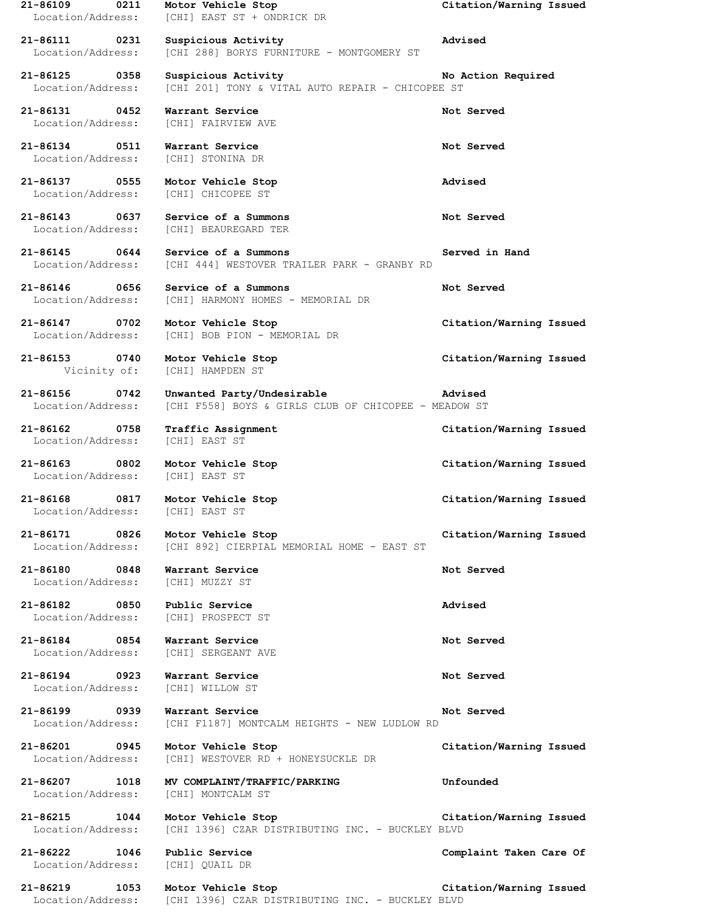**21-86109 0211 Motor Vehicle Stop Citation/Warning Issued**
Location/Address: [CHI] EAST ST + ONDRICK DR

**21-86111 0231 Suspicious Activity Advised**
Location/Address: [CHI 288] BORYS FURNITURE - MONTGOMERY ST

**21-86125 0358 Suspicious Activity No Action Required**
Location/Address: [CHI 201] TONY & VITAL AUTO REPAIR - CHICOPEE ST

**21-86131 0452 Warrant Service Not Served**
Location/Address: [CHI] FAIRVIEW AVE

**21-86134 0511 Warrant Service Not Served**
Location/Address: [CHI] STONINA DR

**21-86137 0555 Motor Vehicle Stop Advised**
Location/Address: [CHI] CHICOPEE ST

**21-86143 0637 Service of a Summons Not Served**
Location/Address: [CHI] BEAUREGARD TER

**21-86145 0644 Service of a Summons Served in Hand**
Location/Address: [CHI 444] WESTOVER TRAILER PARK - GRANBY RD

**21-86146 0656 Service of a Summons Not Served**
Location/Address: [CHI] HARMONY HOMES - MEMORIAL DR

**21-86147 0702 Motor Vehicle Stop Citation/Warning Issued**
Location/Address: [CHI] BOB PION - MEMORIAL DR

**21-86153 0740 Motor Vehicle Stop Citation/Warning Issued**
Vicinity of: [CHI] HAMPDEN ST

**21-86156 0742 Unwanted Party/Undesirable Advised**
Location/Address: [CHI F558] BOYS & GIRLS CLUB OF CHICOPEE - MEADOW ST

**21-86162 0758 Traffic Assignment Citation/Warning Issued**
Location/Address: [CHI] EAST ST

**21-86163 0802 Motor Vehicle Stop Citation/Warning Issued**
Location/Address: [CHI] EAST ST

**21-86168 0817 Motor Vehicle Stop Citation/Warning Issued**
Location/Address: [CHI] EAST ST

**21-86171 0826 Motor Vehicle Stop Citation/Warning Issued**
Location/Address: [CHI 892] CIERPIAL MEMORIAL HOME - EAST ST

**21-86180 0848 Warrant Service Not Served**
Location/Address: [CHI] MUZZY ST

**21-86182 0850 Public Service Advised**
Location/Address: [CHI] PROSPECT ST

**21-86184 0854 Warrant Service Not Served**
Location/Address: [CHI] SERGEANT AVE

**21-86194 0923 Warrant Service Not Served**
Location/Address: [CHI] WILLOW ST

**21-86199 0939 Warrant Service Not Served**
Location/Address: [CHI F1187] MONTCALM HEIGHTS - NEW LUDLOW RD

**21-86201 0945 Motor Vehicle Stop Citation/Warning Issued**
Location/Address: [CHI] WESTOVER RD + HONEYSUCKLE DR

**21-86207 1018 MV COMPLAINT/TRAFFIC/PARKING Unfounded**
Location/Address: [CHI] MONTCALM ST

**21-86215 1044 Motor Vehicle Stop Citation/Warning Issued**
Location/Address: [CHI 1396] CZAR DISTRIBUTING INC. - BUCKLEY BLVD

**21-86222 1046 Public Service Complaint Taken Care Of**
Location/Address: [CHI] QUAIL DR

**21-86219 1053 Motor Vehicle Stop Citation/Warning Issued**
Location/Address: [CHI 1396] CZAR DISTRIBUTING INC. - BUCKLEY BLVD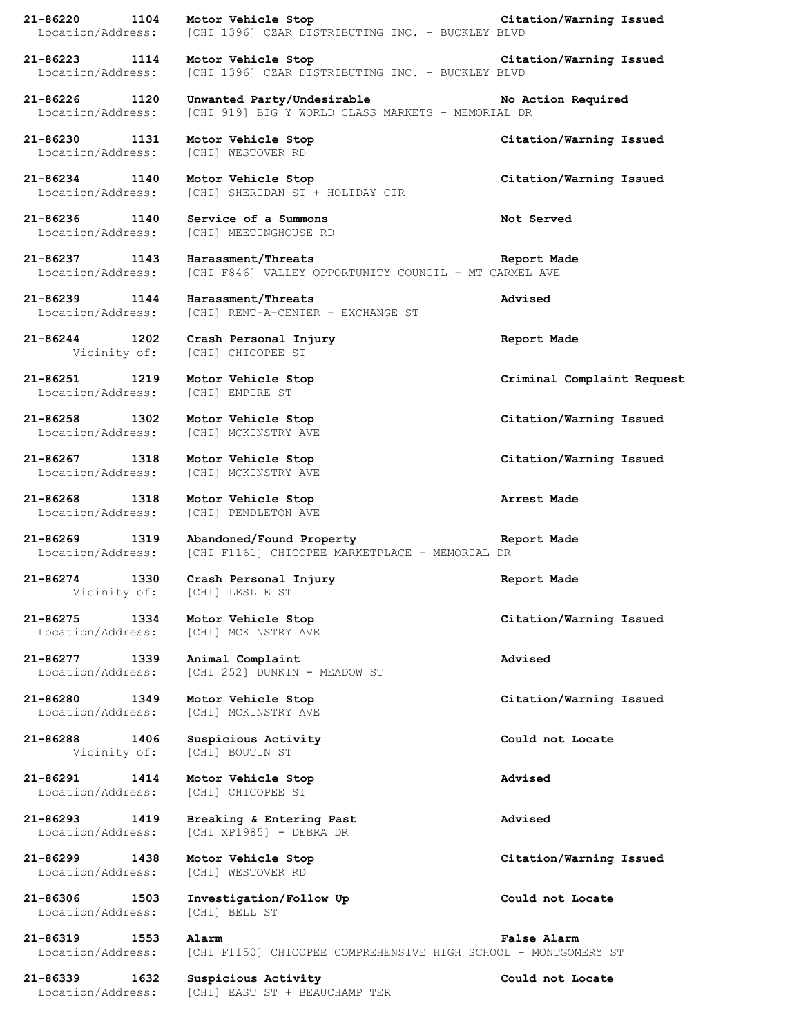**21-86220 1104 Motor Vehicle Stop Citation/Warning Issued**
Location/Address: [CHI 1396] CZAR DISTRIBUTING INC. - BUCKLEY BLVD

**21-86223 1114 Motor Vehicle Stop Citation/Warning Issued**
Location/Address: [CHI 1396] CZAR DISTRIBUTING INC. - BUCKLEY BLVD

**21-86226 1120 Unwanted Party/Undesirable No Action Required**
Location/Address: [CHI 919] BIG Y WORLD CLASS MARKETS - MEMORIAL DR

**21-86230 1131 Motor Vehicle Stop Citation/Warning Issued**
Location/Address: [CHI] WESTOVER RD

**21-86234 1140 Motor Vehicle Stop Citation/Warning Issued**
Location/Address: [CHI] SHERIDAN ST + HOLIDAY CIR

**21-86236 1140 Service of a Summons Not Served**
Location/Address: [CHI] MEETINGHOUSE RD

**21-86237 1143 Harassment/Threats Report Made**
Location/Address: [CHI F846] VALLEY OPPORTUNITY COUNCIL - MT CARMEL AVE

**21-86239 1144 Harassment/Threats Advised**
Location/Address: [CHI] RENT-A-CENTER - EXCHANGE ST

**21-86244 1202 Crash Personal Injury Report Made**
Vicinity of: [CHI] CHICOPEE ST

**21-86251 1219 Motor Vehicle Stop Criminal Complaint Request**
Location/Address: [CHI] EMPIRE ST

**21-86258 1302 Motor Vehicle Stop Citation/Warning Issued**
Location/Address: [CHI] MCKINSTRY AVE

**21-86267 1318 Motor Vehicle Stop Citation/Warning Issued**
Location/Address: [CHI] MCKINSTRY AVE

**21-86268 1318 Motor Vehicle Stop Arrest Made**
Location/Address: [CHI] PENDLETON AVE

**21-86269 1319 Abandoned/Found Property Report Made**
Location/Address: [CHI F1161] CHICOPEE MARKETPLACE - MEMORIAL DR

**21-86274 1330 Crash Personal Injury Report Made**
Vicinity of: [CHI] LESLIE ST

**21-86275 1334 Motor Vehicle Stop Citation/Warning Issued**
Location/Address: [CHI] MCKINSTRY AVE

**21-86277 1339 Animal Complaint Advised**
Location/Address: [CHI 252] DUNKIN - MEADOW ST

**21-86280 1349 Motor Vehicle Stop Citation/Warning Issued**
Location/Address: [CHI] MCKINSTRY AVE

**21-86288 1406 Suspicious Activity Could not Locate**
Vicinity of: [CHI] BOUTIN ST

**21-86291 1414 Motor Vehicle Stop Advised**
Location/Address: [CHI] CHICOPEE ST

**21-86293 1419 Breaking & Entering Past Advised**
Location/Address: [CHI XP1985] - DEBRA DR

**21-86299 1438 Motor Vehicle Stop Citation/Warning Issued**
Location/Address: [CHI] WESTOVER RD

**21-86306 1503 Investigation/Follow Up Could not Locate**
Location/Address: [CHI] BELL ST

**21-86319 1553 Alarm False Alarm**
Location/Address: [CHI F1150] CHICOPEE COMPREHENSIVE HIGH SCHOOL - MONTGOMERY ST

**21-86339 1632 Suspicious Activity Could not Locate**
Location/Address: [CHI] EAST ST + BEAUCHAMP TER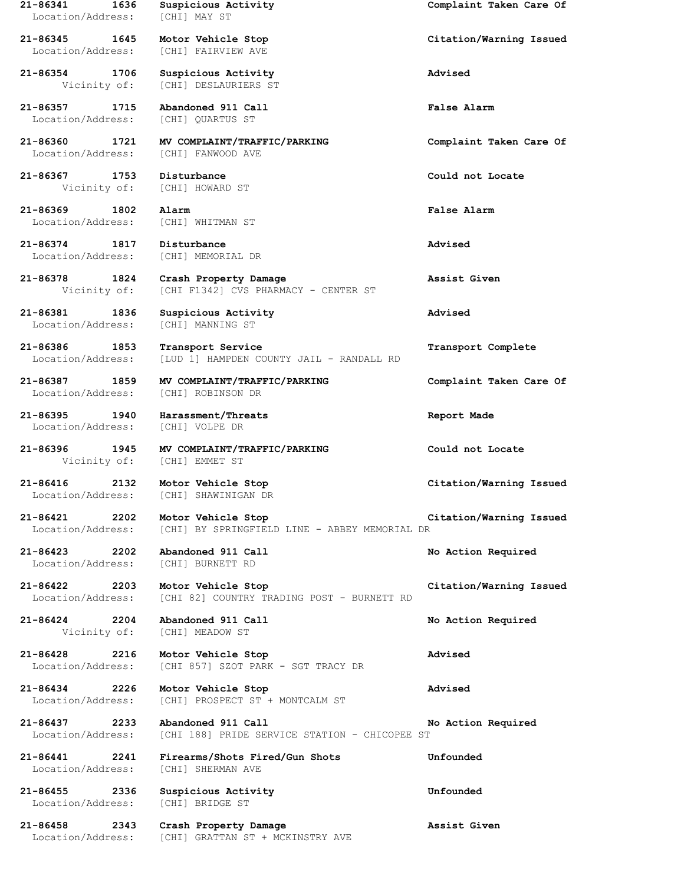**21-86341 1636 Suspicious Activity Complaint Taken Care Of**
Location/Address: [CHI] MAY ST

**21-86345 1645 Motor Vehicle Stop Citation/Warning Issued**
Location/Address: [CHI] FAIRVIEW AVE

**21-86354 1706 Suspicious Activity Advised**
Vicinity of: [CHI] DESLAURIERS ST

**21-86357 1715 Abandoned 911 Call False Alarm**
Location/Address: [CHI] QUARTUS ST

**21-86360 1721 MV COMPLAINT/TRAFFIC/PARKING Complaint Taken Care Of**
Location/Address: [CHI] FANWOOD AVE

**21-86367 1753 Disturbance Could not Locate**
Vicinity of: [CHI] HOWARD ST

**21-86369 1802 Alarm False Alarm**
Location/Address: [CHI] WHITMAN ST

**21-86374 1817 Disturbance Advised**
Location/Address: [CHI] MEMORIAL DR

**21-86378 1824 Crash Property Damage Assist Given**
Vicinity of: [CHI F1342] CVS PHARMACY - CENTER ST

**21-86381 1836 Suspicious Activity Advised**
Location/Address: [CHI] MANNING ST

**21-86386 1853 Transport Service Transport Complete**
Location/Address: [LUD 1] HAMPDEN COUNTY JAIL - RANDALL RD

**21-86387 1859 MV COMPLAINT/TRAFFIC/PARKING Complaint Taken Care Of**
Location/Address: [CHI] ROBINSON DR

**21-86395 1940 Harassment/Threats Report Made**
Location/Address: [CHI] VOLPE DR

**21-86396 1945 MV COMPLAINT/TRAFFIC/PARKING Could not Locate**
Vicinity of: [CHI] EMMET ST

**21-86416 2132 Motor Vehicle Stop Citation/Warning Issued**
Location/Address: [CHI] SHAWINIGAN DR

**21-86421 2202 Motor Vehicle Stop Citation/Warning Issued**
Location/Address: [CHI] BY SPRINGFIELD LINE - ABBEY MEMORIAL DR

**21-86423 2202 Abandoned 911 Call No Action Required**
Location/Address: [CHI] BURNETT RD

**21-86422 2203 Motor Vehicle Stop Citation/Warning Issued**
Location/Address: [CHI 82] COUNTRY TRADING POST - BURNETT RD

**21-86424 2204 Abandoned 911 Call No Action Required**
Vicinity of: [CHI] MEADOW ST

**21-86428 2216 Motor Vehicle Stop Advised**
Location/Address: [CHI 857] SZOT PARK - SGT TRACY DR

**21-86434 2226 Motor Vehicle Stop Advised**
Location/Address: [CHI] PROSPECT ST + MONTCALM ST

**21-86437 2233 Abandoned 911 Call No Action Required**
Location/Address: [CHI 188] PRIDE SERVICE STATION - CHICOPEE ST

**21-86441 2241 Firearms/Shots Fired/Gun Shots Unfounded**
Location/Address: [CHI] SHERMAN AVE

**21-86455 2336 Suspicious Activity Unfounded**
Location/Address: [CHI] BRIDGE ST

**21-86458 2343 Crash Property Damage Assist Given**
Location/Address: [CHI] GRATTAN ST + MCKINSTRY AVE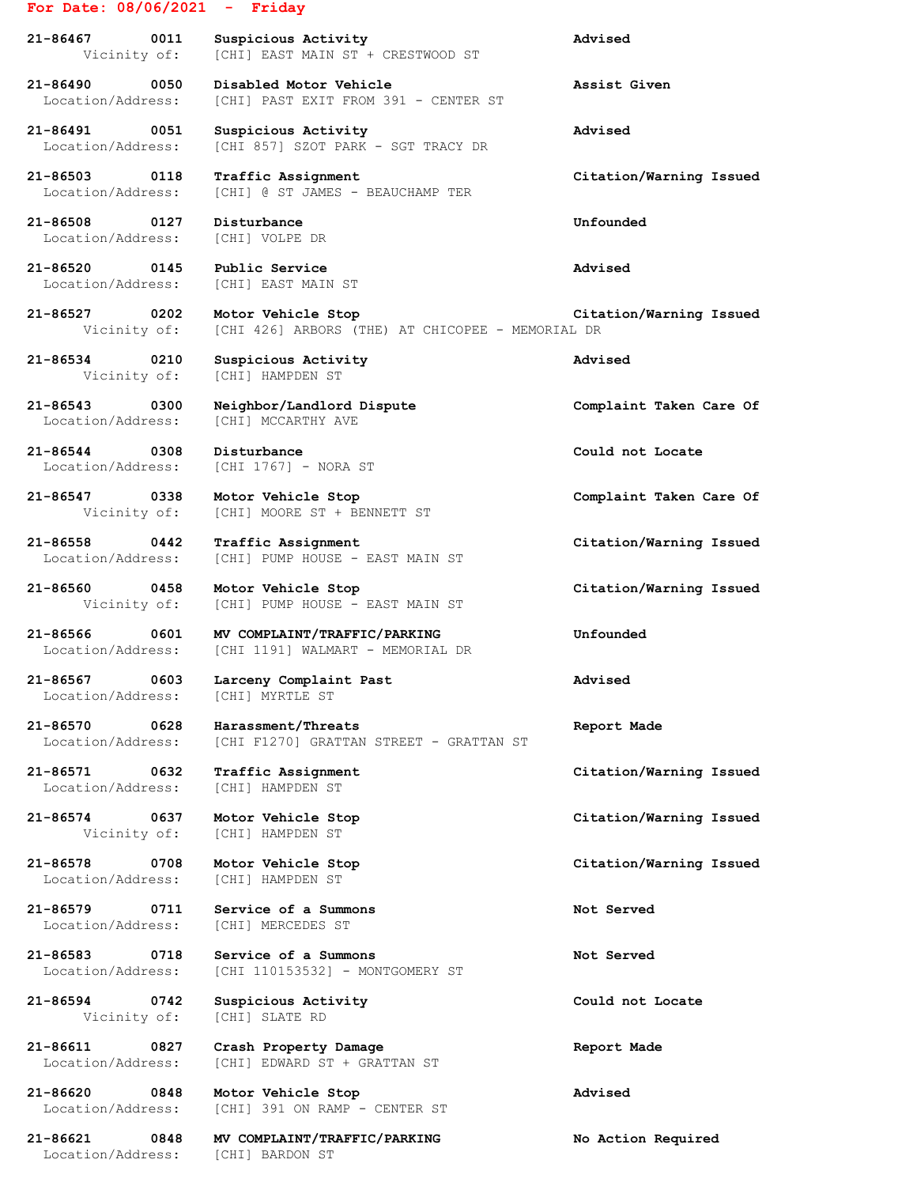**For Date: 08/06/2021 - Friday**

| Call Number | Time | Call Reason | Action |
|---|---|---|---|
| 21-86467 | 0011 | Suspicious Activity | Advised |
| | Vicinity of: | [CHI] EAST MAIN ST + CRESTWOOD ST | |
| 21-86490 | 0050 | Disabled Motor Vehicle | Assist Given |
| | Location/Address: | [CHI] PAST EXIT FROM 391 - CENTER ST | |
| 21-86491 | 0051 | Suspicious Activity | Advised |
| | Location/Address: | [CHI 857] SZOT PARK - SGT TRACY DR | |
| 21-86503 | 0118 | Traffic Assignment | Citation/Warning Issued |
| | Location/Address: | [CHI] @ ST JAMES - BEAUCHAMP TER | |
| 21-86508 | 0127 | Disturbance | Unfounded |
| | Location/Address: | [CHI] VOLPE DR | |
| 21-86520 | 0145 | Public Service | Advised |
| | Location/Address: | [CHI] EAST MAIN ST | |
| 21-86527 | 0202 | Motor Vehicle Stop | Citation/Warning Issued |
| | Vicinity of: | [CHI 426] ARBORS (THE) AT CHICOPEE - MEMORIAL DR | |
| 21-86534 | 0210 | Suspicious Activity | Advised |
| | Vicinity of: | [CHI] HAMPDEN ST | |
| 21-86543 | 0300 | Neighbor/Landlord Dispute | Complaint Taken Care Of |
| | Location/Address: | [CHI] MCCARTHY AVE | |
| 21-86544 | 0308 | Disturbance | Could not Locate |
| | Location/Address: | [CHI 1767] - NORA ST | |
| 21-86547 | 0338 | Motor Vehicle Stop | Complaint Taken Care Of |
| | Vicinity of: | [CHI] MOORE ST + BENNETT ST | |
| 21-86558 | 0442 | Traffic Assignment | Citation/Warning Issued |
| | Location/Address: | [CHI] PUMP HOUSE - EAST MAIN ST | |
| 21-86560 | 0458 | Motor Vehicle Stop | Citation/Warning Issued |
| | Vicinity of: | [CHI] PUMP HOUSE - EAST MAIN ST | |
| 21-86566 | 0601 | MV COMPLAINT/TRAFFIC/PARKING | Unfounded |
| | Location/Address: | [CHI 1191] WALMART - MEMORIAL DR | |
| 21-86567 | 0603 | Larceny Complaint Past | Advised |
| | Location/Address: | [CHI] MYRTLE ST | |
| 21-86570 | 0628 | Harassment/Threats | Report Made |
| | Location/Address: | [CHI F1270] GRATTAN STREET - GRATTAN ST | |
| 21-86571 | 0632 | Traffic Assignment | Citation/Warning Issued |
| | Location/Address: | [CHI] HAMPDEN ST | |
| 21-86574 | 0637 | Motor Vehicle Stop | Citation/Warning Issued |
| | Vicinity of: | [CHI] HAMPDEN ST | |
| 21-86578 | 0708 | Motor Vehicle Stop | Citation/Warning Issued |
| | Location/Address: | [CHI] HAMPDEN ST | |
| 21-86579 | 0711 | Service of a Summons | Not Served |
| | Location/Address: | [CHI] MERCEDES ST | |
| 21-86583 | 0718 | Service of a Summons | Not Served |
| | Location/Address: | [CHI 110153532] - MONTGOMERY ST | |
| 21-86594 | 0742 | Suspicious Activity | Could not Locate |
| | Vicinity of: | [CHI] SLATE RD | |
| 21-86611 | 0827 | Crash Property Damage | Report Made |
| | Location/Address: | [CHI] EDWARD ST + GRATTAN ST | |
| 21-86620 | 0848 | Motor Vehicle Stop | Advised |
| | Location/Address: | [CHI] 391 ON RAMP - CENTER ST | |
| 21-86621 | 0848 | MV COMPLAINT/TRAFFIC/PARKING | No Action Required |
| | Location/Address: | [CHI] BARDON ST | |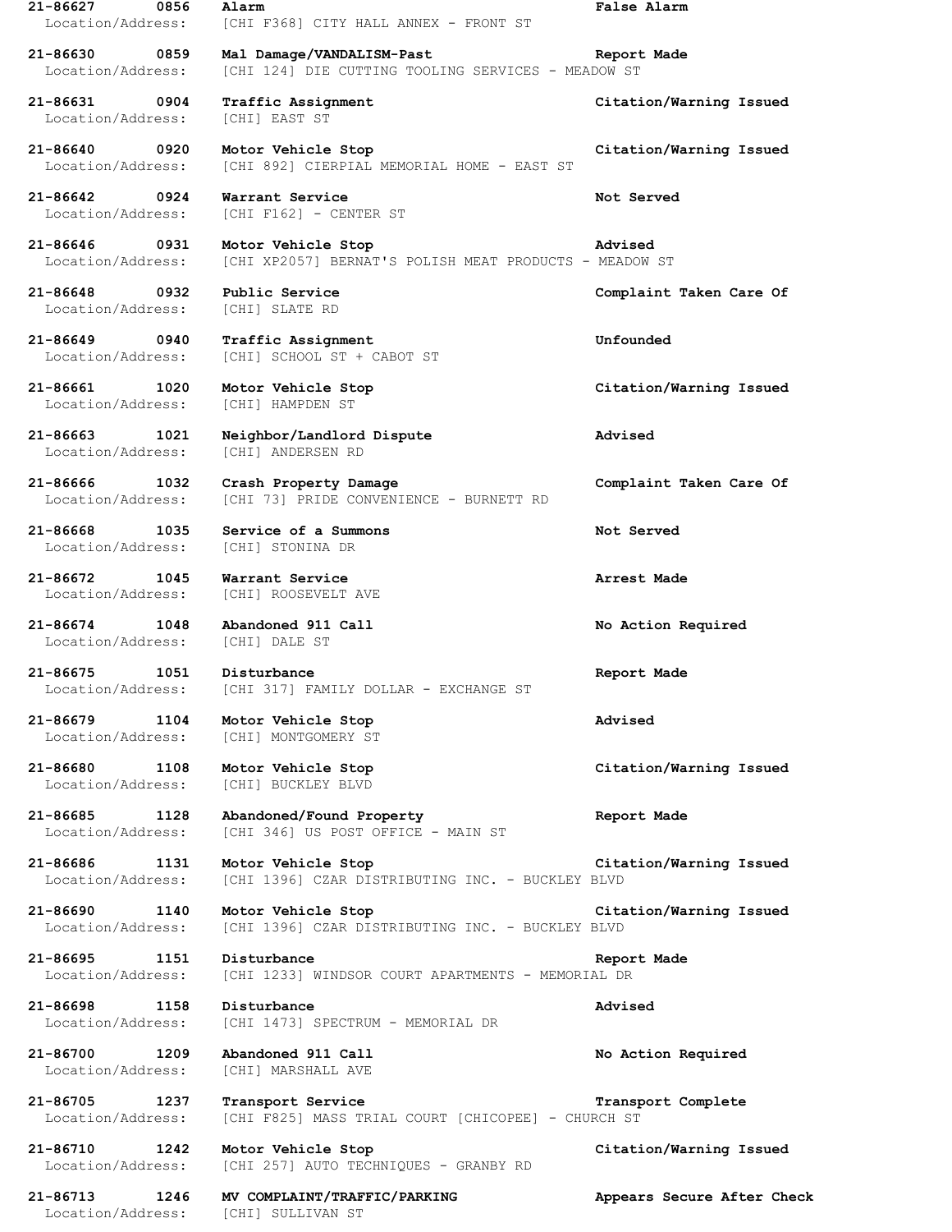**21-86627 0856 Alarm False Alarm**
Location/Address: [CHI F368] CITY HALL ANNEX - FRONT ST

**21-86630 0859 Mal Damage/VANDALISM-Past Report Made**
Location/Address: [CHI 124] DIE CUTTING TOOLING SERVICES - MEADOW ST

**21-86631 0904 Traffic Assignment Citation/Warning Issued**
Location/Address: [CHI] EAST ST

**21-86640 0920 Motor Vehicle Stop Citation/Warning Issued**
Location/Address: [CHI 892] CIERPIAL MEMORIAL HOME - EAST ST

**21-86642 0924 Warrant Service Not Served**
Location/Address: [CHI F162] - CENTER ST

**21-86646 0931 Motor Vehicle Stop Advised**
Location/Address: [CHI XP2057] BERNAT'S POLISH MEAT PRODUCTS - MEADOW ST

**21-86648 0932 Public Service Complaint Taken Care Of**
Location/Address: [CHI] SLATE RD

**21-86649 0940 Traffic Assignment Unfounded**
Location/Address: [CHI] SCHOOL ST + CABOT ST

**21-86661 1020 Motor Vehicle Stop Citation/Warning Issued**
Location/Address: [CHI] HAMPDEN ST

**21-86663 1021 Neighbor/Landlord Dispute Advised**
Location/Address: [CHI] ANDERSEN RD

**21-86666 1032 Crash Property Damage Complaint Taken Care Of**
Location/Address: [CHI 73] PRIDE CONVENIENCE - BURNETT RD

**21-86668 1035 Service of a Summons Not Served**
Location/Address: [CHI] STONINA DR

**21-86672 1045 Warrant Service Arrest Made**
Location/Address: [CHI] ROOSEVELT AVE

**21-86674 1048 Abandoned 911 Call No Action Required**
Location/Address: [CHI] DALE ST

**21-86675 1051 Disturbance Report Made**
Location/Address: [CHI 317] FAMILY DOLLAR - EXCHANGE ST

**21-86679 1104 Motor Vehicle Stop Advised**
Location/Address: [CHI] MONTGOMERY ST

**21-86680 1108 Motor Vehicle Stop Citation/Warning Issued**
Location/Address: [CHI] BUCKLEY BLVD

**21-86685 1128 Abandoned/Found Property Report Made**
Location/Address: [CHI 346] US POST OFFICE - MAIN ST

**21-86686 1131 Motor Vehicle Stop Citation/Warning Issued**
Location/Address: [CHI 1396] CZAR DISTRIBUTING INC. - BUCKLEY BLVD

**21-86690 1140 Motor Vehicle Stop Citation/Warning Issued**
Location/Address: [CHI 1396] CZAR DISTRIBUTING INC. - BUCKLEY BLVD

**21-86695 1151 Disturbance Report Made**
Location/Address: [CHI 1233] WINDSOR COURT APARTMENTS - MEMORIAL DR

**21-86698 1158 Disturbance Advised**
Location/Address: [CHI 1473] SPECTRUM - MEMORIAL DR

**21-86700 1209 Abandoned 911 Call No Action Required**
Location/Address: [CHI] MARSHALL AVE

**21-86705 1237 Transport Service Transport Complete**
Location/Address: [CHI F825] MASS TRIAL COURT [CHICOPEE] - CHURCH ST

**21-86710 1242 Motor Vehicle Stop Citation/Warning Issued**
Location/Address: [CHI 257] AUTO TECHNIQUES - GRANBY RD

**21-86713 1246 MV COMPLAINT/TRAFFIC/PARKING Appears Secure After Check**
Location/Address: [CHI] SULLIVAN ST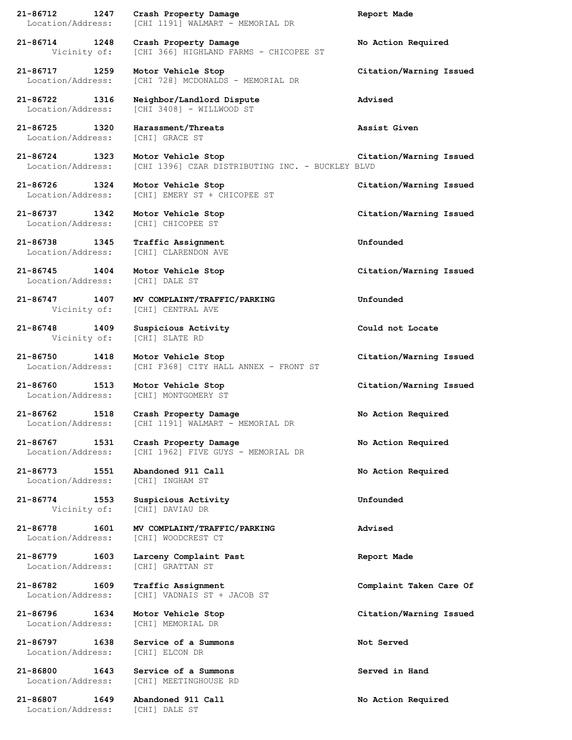**21-86712 1247 Crash Property Damage** **Report Made**
Location/Address: [CHI 1191] WALMART - MEMORIAL DR

**21-86714 1248 Crash Property Damage** **No Action Required**
Vicinity of: [CHI 366] HIGHLAND FARMS - CHICOPEE ST

**21-86717 1259 Motor Vehicle Stop** **Citation/Warning Issued**
Location/Address: [CHI 728] MCDONALDS - MEMORIAL DR

**21-86722 1316 Neighbor/Landlord Dispute** **Advised**
Location/Address: [CHI 3408] - WILLWOOD ST

**21-86725 1320 Harassment/Threats** **Assist Given**
Location/Address: [CHI] GRACE ST

**21-86724 1323 Motor Vehicle Stop** **Citation/Warning Issued**
Location/Address: [CHI 1396] CZAR DISTRIBUTING INC. - BUCKLEY BLVD

**21-86726 1324 Motor Vehicle Stop** **Citation/Warning Issued**
Location/Address: [CHI] EMERY ST + CHICOPEE ST

**21-86737 1342 Motor Vehicle Stop** **Citation/Warning Issued**
Location/Address: [CHI] CHICOPEE ST

**21-86738 1345 Traffic Assignment** **Unfounded**
Location/Address: [CHI] CLARENDON AVE

**21-86745 1404 Motor Vehicle Stop** **Citation/Warning Issued**
Location/Address: [CHI] DALE ST

**21-86747 1407 MV COMPLAINT/TRAFFIC/PARKING** **Unfounded**
Vicinity of: [CHI] CENTRAL AVE

**21-86748 1409 Suspicious Activity** **Could not Locate**
Vicinity of: [CHI] SLATE RD

**21-86750 1418 Motor Vehicle Stop** **Citation/Warning Issued**
Location/Address: [CHI F368] CITY HALL ANNEX - FRONT ST

**21-86760 1513 Motor Vehicle Stop** **Citation/Warning Issued**
Location/Address: [CHI] MONTGOMERY ST

**21-86762 1518 Crash Property Damage** **No Action Required**
Location/Address: [CHI 1191] WALMART - MEMORIAL DR

**21-86767 1531 Crash Property Damage** **No Action Required**
Location/Address: [CHI 1962] FIVE GUYS - MEMORIAL DR

**21-86773 1551 Abandoned 911 Call** **No Action Required**
Location/Address: [CHI] INGHAM ST

**21-86774 1553 Suspicious Activity** **Unfounded**
Vicinity of: [CHI] DAVIAU DR

**21-86778 1601 MV COMPLAINT/TRAFFIC/PARKING** **Advised**
Location/Address: [CHI] WOODCREST CT

**21-86779 1603 Larceny Complaint Past** **Report Made**
Location/Address: [CHI] GRATTAN ST

**21-86782 1609 Traffic Assignment** **Complaint Taken Care Of**
Location/Address: [CHI] VADNAIS ST + JACOB ST

**21-86796 1634 Motor Vehicle Stop** **Citation/Warning Issued**
Location/Address: [CHI] MEMORIAL DR

**21-86797 1638 Service of a Summons** **Not Served**
Location/Address: [CHI] ELCON DR

**21-86800 1643 Service of a Summons** **Served in Hand**
Location/Address: [CHI] MEETINGHOUSE RD

**21-86807 1649 Abandoned 911 Call** **No Action Required**
Location/Address: [CHI] DALE ST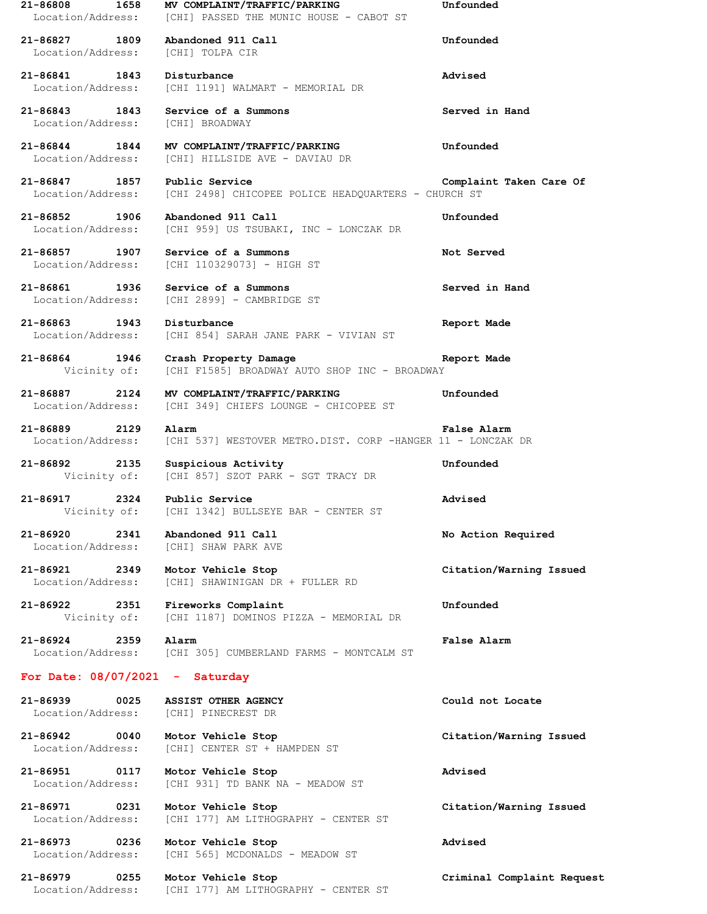**21-86808 1658 MV COMPLAINT/TRAFFIC/PARKING Unfounded**
Location/Address: [CHI] PASSED THE MUNIC HOUSE - CABOT ST

**21-86827 1809 Abandoned 911 Call Unfounded**
Location/Address: [CHI] TOLPA CIR

**21-86841 1843 Disturbance Advised**
Location/Address: [CHI 1191] WALMART - MEMORIAL DR

**21-86843 1843 Service of a Summons Served in Hand**
Location/Address: [CHI] BROADWAY

**21-86844 1844 MV COMPLAINT/TRAFFIC/PARKING Unfounded**
Location/Address: [CHI] HILLSIDE AVE - DAVIAU DR

**21-86847 1857 Public Service Complaint Taken Care Of**
Location/Address: [CHI 2498] CHICOPEE POLICE HEADQUARTERS - CHURCH ST

**21-86852 1906 Abandoned 911 Call Unfounded**
Location/Address: [CHI 959] US TSUBAKI, INC - LONCZAK DR

**21-86857 1907 Service of a Summons Not Served**
Location/Address: [CHI 110329073] - HIGH ST

**21-86861 1936 Service of a Summons Served in Hand**
Location/Address: [CHI 2899] - CAMBRIDGE ST

**21-86863 1943 Disturbance Report Made**
Location/Address: [CHI 854] SARAH JANE PARK - VIVIAN ST

**21-86864 1946 Crash Property Damage Report Made**
Vicinity of: [CHI F1585] BROADWAY AUTO SHOP INC - BROADWAY

**21-86887 2124 MV COMPLAINT/TRAFFIC/PARKING Unfounded**
Location/Address: [CHI 349] CHIEFS LOUNGE - CHICOPEE ST

**21-86889 2129 Alarm False Alarm**
Location/Address: [CHI 537] WESTOVER METRO.DIST. CORP -HANGER 11 - LONCZAK DR

**21-86892 2135 Suspicious Activity Unfounded**
Vicinity of: [CHI 857] SZOT PARK - SGT TRACY DR

**21-86917 2324 Public Service Advised**
Vicinity of: [CHI 1342] BULLSEYE BAR - CENTER ST

**21-86920 2341 Abandoned 911 Call No Action Required**
Location/Address: [CHI] SHAW PARK AVE

**21-86921 2349 Motor Vehicle Stop Citation/Warning Issued**
Location/Address: [CHI] SHAWINIGAN DR + FULLER RD

**21-86922 2351 Fireworks Complaint Unfounded**
Vicinity of: [CHI 1187] DOMINOS PIZZA - MEMORIAL DR

**21-86924 2359 Alarm False Alarm**
Location/Address: [CHI 305] CUMBERLAND FARMS - MONTCALM ST

## For Date: 08/07/2021 - Saturday

**21-86939 0025 ASSIST OTHER AGENCY Could not Locate**
Location/Address: [CHI] PINECREST DR

**21-86942 0040 Motor Vehicle Stop Citation/Warning Issued**
Location/Address: [CHI] CENTER ST + HAMPDEN ST

**21-86951 0117 Motor Vehicle Stop Advised**
Location/Address: [CHI 931] TD BANK NA - MEADOW ST

**21-86971 0231 Motor Vehicle Stop Citation/Warning Issued**
Location/Address: [CHI 177] AM LITHOGRAPHY - CENTER ST

**21-86973 0236 Motor Vehicle Stop Advised**
Location/Address: [CHI 565] MCDONALDS - MEADOW ST

**21-86979 0255 Motor Vehicle Stop Criminal Complaint Request**
Location/Address: [CHI 177] AM LITHOGRAPHY - CENTER ST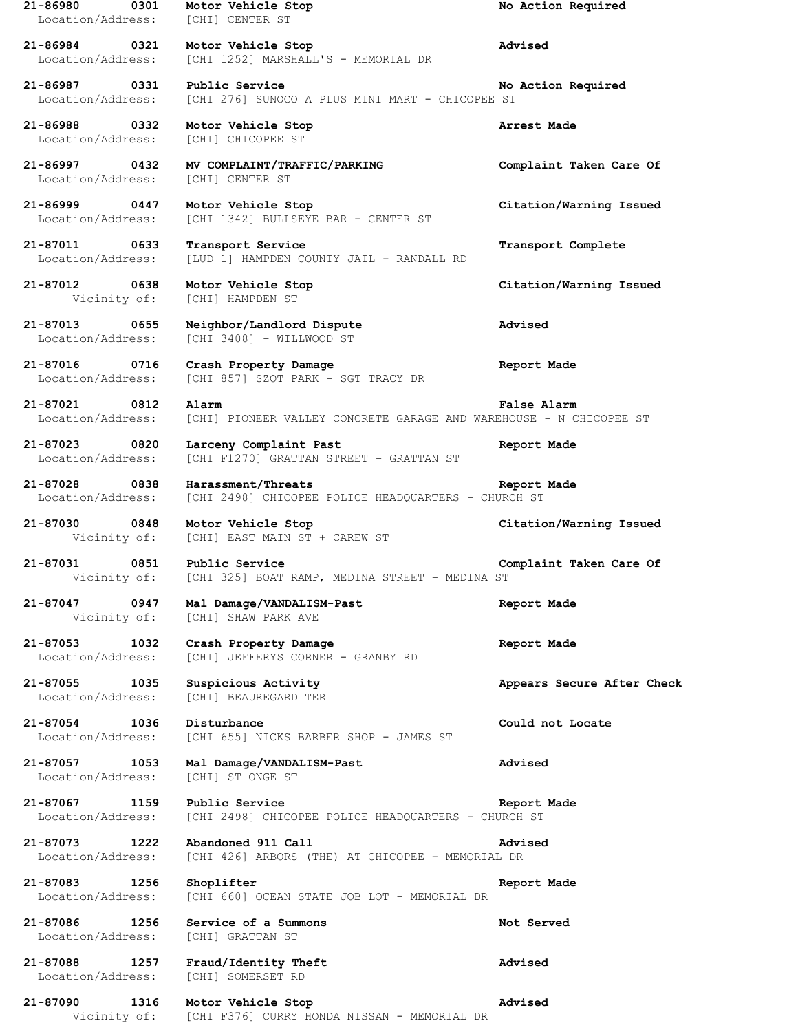**21-86980 0301 Motor Vehicle Stop No Action Required**
Location/Address: [CHI] CENTER ST

**21-86984 0321 Motor Vehicle Stop Advised**
Location/Address: [CHI 1252] MARSHALL'S - MEMORIAL DR

**21-86987 0331 Public Service No Action Required**
Location/Address: [CHI 276] SUNOCO A PLUS MINI MART - CHICOPEE ST

**21-86988 0332 Motor Vehicle Stop Arrest Made**
Location/Address: [CHI] CHICOPEE ST

**21-86997 0432 MV COMPLAINT/TRAFFIC/PARKING Complaint Taken Care Of**
Location/Address: [CHI] CENTER ST

**21-86999 0447 Motor Vehicle Stop Citation/Warning Issued**
Location/Address: [CHI 1342] BULLSEYE BAR - CENTER ST

**21-87011 0633 Transport Service Transport Complete**
Location/Address: [LUD 1] HAMPDEN COUNTY JAIL - RANDALL RD

**21-87012 0638 Motor Vehicle Stop Citation/Warning Issued**
Vicinity of: [CHI] HAMPDEN ST

**21-87013 0655 Neighbor/Landlord Dispute Advised**
Location/Address: [CHI 3408] - WILLWOOD ST

**21-87016 0716 Crash Property Damage Report Made**
Location/Address: [CHI 857] SZOT PARK - SGT TRACY DR

**21-87021 0812 Alarm False Alarm**
Location/Address: [CHI] PIONEER VALLEY CONCRETE GARAGE AND WAREHOUSE - N CHICOPEE ST

**21-87023 0820 Larceny Complaint Past Report Made**
Location/Address: [CHI F1270] GRATTAN STREET - GRATTAN ST

**21-87028 0838 Harassment/Threats Report Made**
Location/Address: [CHI 2498] CHICOPEE POLICE HEADQUARTERS - CHURCH ST

**21-87030 0848 Motor Vehicle Stop Citation/Warning Issued**
Vicinity of: [CHI] EAST MAIN ST + CAREW ST

**21-87031 0851 Public Service Complaint Taken Care Of**
Vicinity of: [CHI 325] BOAT RAMP, MEDINA STREET - MEDINA ST

**21-87047 0947 Mal Damage/VANDALISM-Past Report Made**
Vicinity of: [CHI] SHAW PARK AVE

**21-87053 1032 Crash Property Damage Report Made**
Location/Address: [CHI] JEFFERYS CORNER - GRANBY RD

**21-87055 1035 Suspicious Activity Appears Secure After Check**
Location/Address: [CHI] BEAUREGARD TER

**21-87054 1036 Disturbance Could not Locate**
Location/Address: [CHI 655] NICKS BARBER SHOP - JAMES ST

**21-87057 1053 Mal Damage/VANDALISM-Past Advised**
Location/Address: [CHI] ST ONGE ST

**21-87067 1159 Public Service Report Made**
Location/Address: [CHI 2498] CHICOPEE POLICE HEADQUARTERS - CHURCH ST

**21-87073 1222 Abandoned 911 Call Advised**
Location/Address: [CHI 426] ARBORS (THE) AT CHICOPEE - MEMORIAL DR

**21-87083 1256 Shoplifter Report Made**
Location/Address: [CHI 660] OCEAN STATE JOB LOT - MEMORIAL DR

**21-87086 1256 Service of a Summons Not Served**
Location/Address: [CHI] GRATTAN ST

**21-87088 1257 Fraud/Identity Theft Advised**
Location/Address: [CHI] SOMERSET RD

**21-87090 1316 Motor Vehicle Stop Advised**
Vicinity of: [CHI F376] CURRY HONDA NISSAN - MEMORIAL DR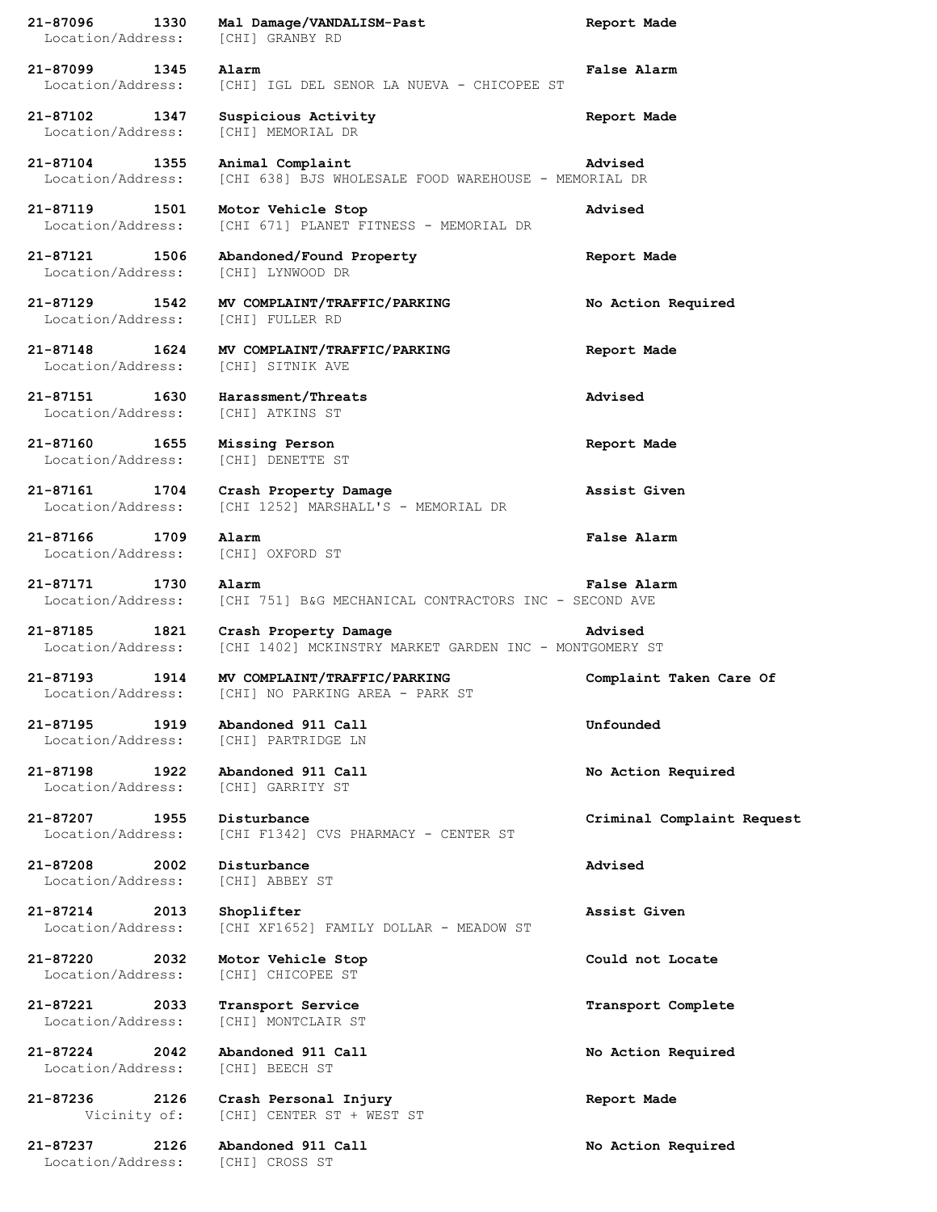**21-87096 1330 Mal Damage/VANDALISM-Past** **Report Made**
Location/Address: [CHI] GRANBY RD

**21-87099 1345 Alarm** **False Alarm**
Location/Address: [CHI] IGL DEL SENOR LA NUEVA - CHICOPEE ST

**21-87102 1347 Suspicious Activity** **Report Made**
Location/Address: [CHI] MEMORIAL DR

**21-87104 1355 Animal Complaint** **Advised**
Location/Address: [CHI 638] BJS WHOLESALE FOOD WAREHOUSE - MEMORIAL DR

**21-87119 1501 Motor Vehicle Stop** **Advised**
Location/Address: [CHI 671] PLANET FITNESS - MEMORIAL DR

**21-87121 1506 Abandoned/Found Property** **Report Made**
Location/Address: [CHI] LYNWOOD DR

**21-87129 1542 MV COMPLAINT/TRAFFIC/PARKING** **No Action Required**
Location/Address: [CHI] FULLER RD

**21-87148 1624 MV COMPLAINT/TRAFFIC/PARKING** **Report Made**
Location/Address: [CHI] SITNIK AVE

**21-87151 1630 Harassment/Threats** **Advised**
Location/Address: [CHI] ATKINS ST

**21-87160 1655 Missing Person** **Report Made**
Location/Address: [CHI] DENETTE ST

**21-87161 1704 Crash Property Damage** **Assist Given**
Location/Address: [CHI 1252] MARSHALL'S - MEMORIAL DR

**21-87166 1709 Alarm** **False Alarm**
Location/Address: [CHI] OXFORD ST

**21-87171 1730 Alarm** **False Alarm**
Location/Address: [CHI 751] B&G MECHANICAL CONTRACTORS INC - SECOND AVE

**21-87185 1821 Crash Property Damage** **Advised**
Location/Address: [CHI 1402] MCKINSTRY MARKET GARDEN INC - MONTGOMERY ST

**21-87193 1914 MV COMPLAINT/TRAFFIC/PARKING** **Complaint Taken Care Of**
Location/Address: [CHI] NO PARKING AREA - PARK ST

**21-87195 1919 Abandoned 911 Call** **Unfounded**
Location/Address: [CHI] PARTRIDGE LN

**21-87198 1922 Abandoned 911 Call** **No Action Required**
Location/Address: [CHI] GARRITY ST

**21-87207 1955 Disturbance** **Criminal Complaint Request**
Location/Address: [CHI F1342] CVS PHARMACY - CENTER ST

**21-87208 2002 Disturbance** **Advised**
Location/Address: [CHI] ABBEY ST

**21-87214 2013 Shoplifter** **Assist Given**
Location/Address: [CHI XF1652] FAMILY DOLLAR - MEADOW ST

**21-87220 2032 Motor Vehicle Stop** **Could not Locate**
Location/Address: [CHI] CHICOPEE ST

**21-87221 2033 Transport Service** **Transport Complete**
Location/Address: [CHI] MONTCLAIR ST

**21-87224 2042 Abandoned 911 Call** **No Action Required**
Location/Address: [CHI] BEECH ST

**21-87236 2126 Crash Personal Injury** **Report Made**
Vicinity of: [CHI] CENTER ST + WEST ST

**21-87237 2126 Abandoned 911 Call** **No Action Required**
Location/Address: [CHI] CROSS ST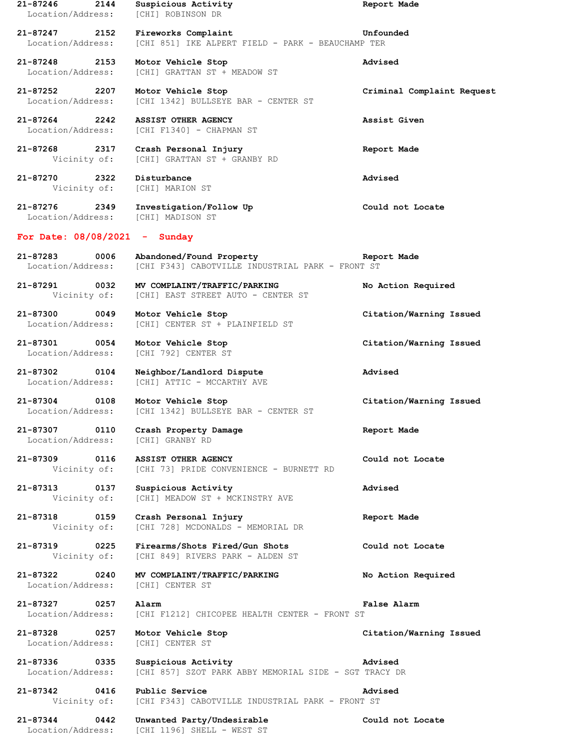**21-87246 2144 Suspicious Activity** **Report Made**
Location/Address: [CHI] ROBINSON DR

**21-87247 2152 Fireworks Complaint** **Unfounded**
Location/Address: [CHI 851] IKE ALPERT FIELD - PARK - BEAUCHAMP TER

**21-87248 2153 Motor Vehicle Stop** **Advised**
Location/Address: [CHI] GRATTAN ST + MEADOW ST

**21-87252 2207 Motor Vehicle Stop** **Criminal Complaint Request**
Location/Address: [CHI 1342] BULLSEYE BAR - CENTER ST

**21-87264 2242 ASSIST OTHER AGENCY** **Assist Given**
Location/Address: [CHI F1340] - CHAPMAN ST

**21-87268 2317 Crash Personal Injury** **Report Made**
Vicinity of: [CHI] GRATTAN ST + GRANBY RD

**21-87270 2322 Disturbance** **Advised**
Vicinity of: [CHI] MARION ST

**21-87276 2349 Investigation/Follow Up** **Could not Locate**
Location/Address: [CHI] MADISON ST

## For Date: 08/08/2021 - Sunday

**21-87283 0006 Abandoned/Found Property** **Report Made**
Location/Address: [CHI F343] CABOTVILLE INDUSTRIAL PARK - FRONT ST

**21-87291 0032 MV COMPLAINT/TRAFFIC/PARKING** **No Action Required**
Vicinity of: [CHI] EAST STREET AUTO - CENTER ST

**21-87300 0049 Motor Vehicle Stop** **Citation/Warning Issued**
Location/Address: [CHI] CENTER ST + PLAINFIELD ST

**21-87301 0054 Motor Vehicle Stop** **Citation/Warning Issued**
Location/Address: [CHI 792] CENTER ST

**21-87302 0104 Neighbor/Landlord Dispute** **Advised**
Location/Address: [CHI] ATTIC - MCCARTHY AVE

**21-87304 0108 Motor Vehicle Stop** **Citation/Warning Issued**
Location/Address: [CHI 1342] BULLSEYE BAR - CENTER ST

**21-87307 0110 Crash Property Damage** **Report Made**
Location/Address: [CHI] GRANBY RD

**21-87309 0116 ASSIST OTHER AGENCY** **Could not Locate**
Vicinity of: [CHI 73] PRIDE CONVENIENCE - BURNETT RD

**21-87313 0137 Suspicious Activity** **Advised**
Vicinity of: [CHI] MEADOW ST + MCKINSTRY AVE

**21-87318 0159 Crash Personal Injury** **Report Made**
Vicinity of: [CHI 728] MCDONALDS - MEMORIAL DR

**21-87319 0225 Firearms/Shots Fired/Gun Shots** **Could not Locate**
Vicinity of: [CHI 849] RIVERS PARK - ALDEN ST

**21-87322 0240 MV COMPLAINT/TRAFFIC/PARKING** **No Action Required**
Location/Address: [CHI] CENTER ST

**21-87327 0257 Alarm** **False Alarm**
Location/Address: [CHI F1212] CHICOPEE HEALTH CENTER - FRONT ST

**21-87328 0257 Motor Vehicle Stop** **Citation/Warning Issued**
Location/Address: [CHI] CENTER ST

**21-87336 0335 Suspicious Activity** **Advised**
Location/Address: [CHI 857] SZOT PARK ABBY MEMORIAL SIDE - SGT TRACY DR

**21-87342 0416 Public Service** **Advised**
Vicinity of: [CHI F343] CABOTVILLE INDUSTRIAL PARK - FRONT ST

**21-87344 0442 Unwanted Party/Undesirable** **Could not Locate**
Location/Address: [CHI 1196] SHELL - WEST ST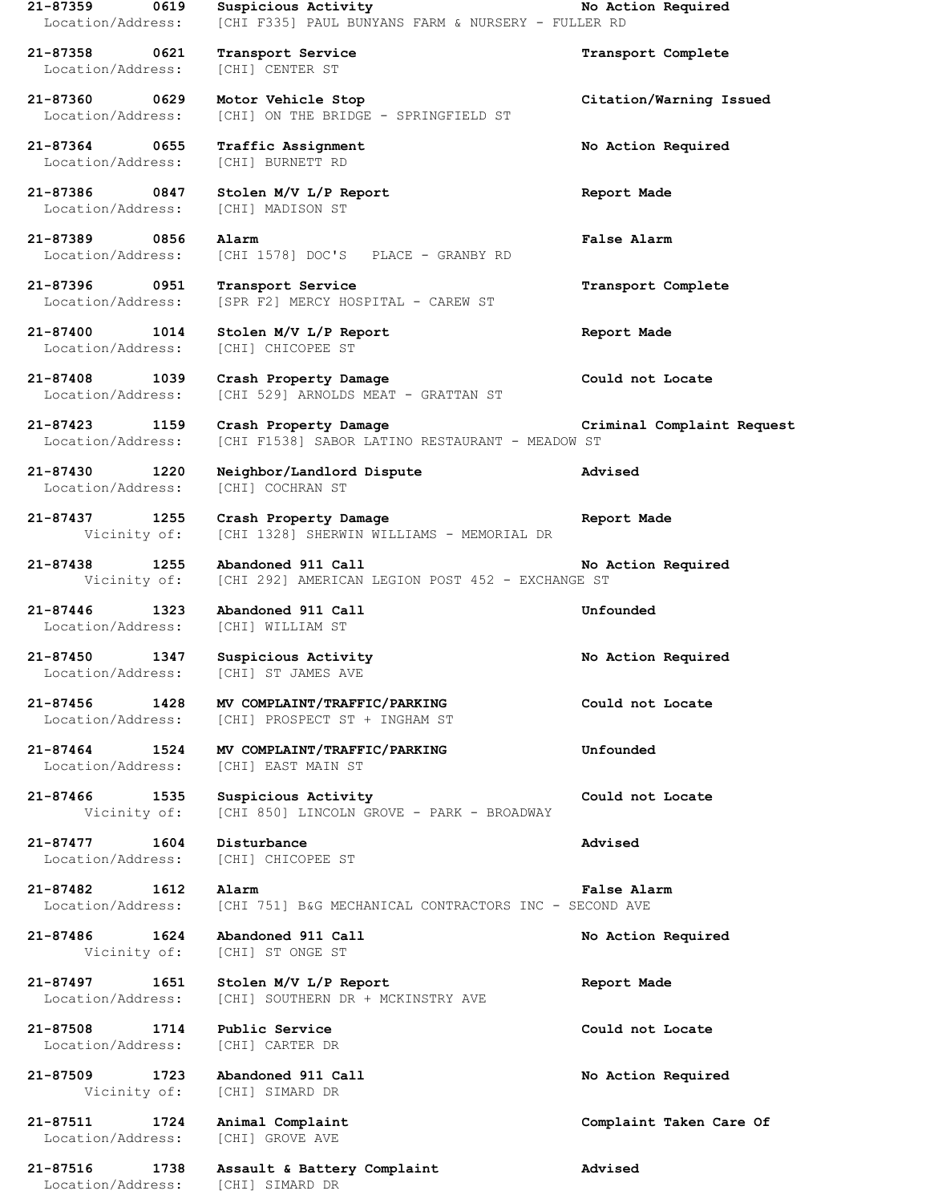**21-87359 0619 Suspicious Activity** **No Action Required**
Location/Address: [CHI F335] PAUL BUNYANS FARM & NURSERY - FULLER RD

**21-87358 0621 Transport Service** **Transport Complete**
Location/Address: [CHI] CENTER ST

**21-87360 0629 Motor Vehicle Stop** **Citation/Warning Issued**
Location/Address: [CHI] ON THE BRIDGE - SPRINGFIELD ST

**21-87364 0655 Traffic Assignment** **No Action Required**
Location/Address: [CHI] BURNETT RD

**21-87386 0847 Stolen M/V L/P Report** **Report Made**
Location/Address: [CHI] MADISON ST

**21-87389 0856 Alarm** **False Alarm**
Location/Address: [CHI 1578] DOC'S PLACE - GRANBY RD

**21-87396 0951 Transport Service** **Transport Complete**
Location/Address: [SPR F2] MERCY HOSPITAL - CAREW ST

**21-87400 1014 Stolen M/V L/P Report** **Report Made**
Location/Address: [CHI] CHICOPEE ST

**21-87408 1039 Crash Property Damage** **Could not Locate**
Location/Address: [CHI 529] ARNOLDS MEAT - GRATTAN ST

**21-87423 1159 Crash Property Damage** **Criminal Complaint Request**
Location/Address: [CHI F1538] SABOR LATINO RESTAURANT - MEADOW ST

**21-87430 1220 Neighbor/Landlord Dispute** **Advised**
Location/Address: [CHI] COCHRAN ST

**21-87437 1255 Crash Property Damage** **Report Made**
Vicinity of: [CHI 1328] SHERWIN WILLIAMS - MEMORIAL DR

**21-87438 1255 Abandoned 911 Call** **No Action Required**
Vicinity of: [CHI 292] AMERICAN LEGION POST 452 - EXCHANGE ST

**21-87446 1323 Abandoned 911 Call** **Unfounded**
Location/Address: [CHI] WILLIAM ST

**21-87450 1347 Suspicious Activity** **No Action Required**
Location/Address: [CHI] ST JAMES AVE

**21-87456 1428 MV COMPLAINT/TRAFFIC/PARKING** **Could not Locate**
Location/Address: [CHI] PROSPECT ST + INGHAM ST

**21-87464 1524 MV COMPLAINT/TRAFFIC/PARKING** **Unfounded**
Location/Address: [CHI] EAST MAIN ST

**21-87466 1535 Suspicious Activity** **Could not Locate**
Vicinity of: [CHI 850] LINCOLN GROVE - PARK - BROADWAY

**21-87477 1604 Disturbance** **Advised**
Location/Address: [CHI] CHICOPEE ST

**21-87482 1612 Alarm** **False Alarm**
Location/Address: [CHI 751] B&G MECHANICAL CONTRACTORS INC - SECOND AVE

**21-87486 1624 Abandoned 911 Call** **No Action Required**
Vicinity of: [CHI] ST ONGE ST

**21-87497 1651 Stolen M/V L/P Report** **Report Made**
Location/Address: [CHI] SOUTHERN DR + MCKINSTRY AVE

**21-87508 1714 Public Service** **Could not Locate**
Location/Address: [CHI] CARTER DR

**21-87509 1723 Abandoned 911 Call** **No Action Required**
Vicinity of: [CHI] SIMARD DR

**21-87511 1724 Animal Complaint** **Complaint Taken Care Of**
Location/Address: [CHI] GROVE AVE

**21-87516 1738 Assault & Battery Complaint** **Advised**
Location/Address: [CHI] SIMARD DR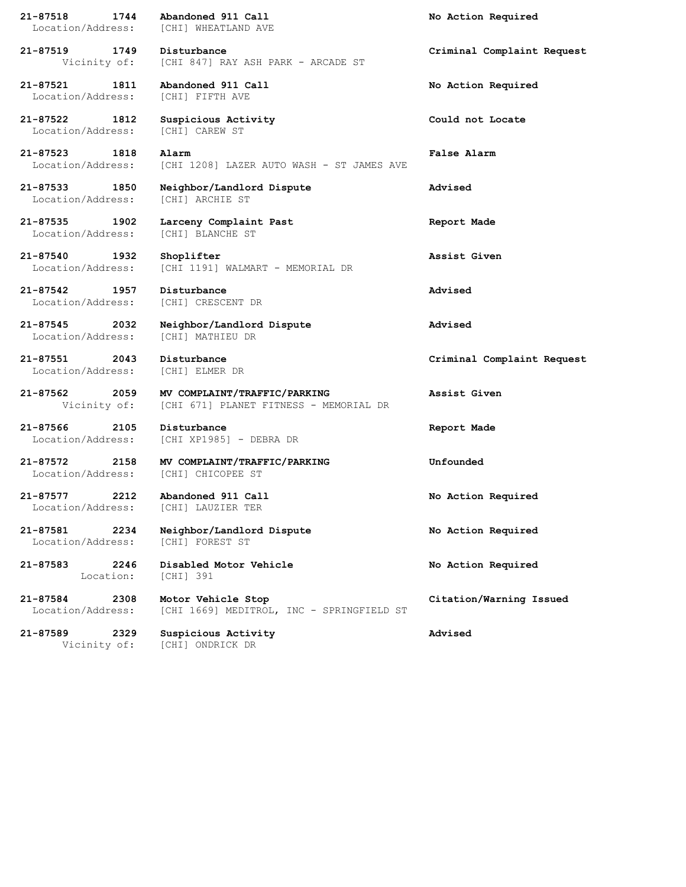**21-87518 1744** **Abandoned 911 Call** **No Action Required**
Location/Address: [CHI] WHEATLAND AVE

**21-87519 1749** **Disturbance** **Criminal Complaint Request**
Vicinity of: [CHI 847] RAY ASH PARK - ARCADE ST

**21-87521 1811** **Abandoned 911 Call** **No Action Required**
Location/Address: [CHI] FIFTH AVE

**21-87522 1812** **Suspicious Activity** **Could not Locate**
Location/Address: [CHI] CAREW ST

**21-87523 1818** **Alarm** **False Alarm**
Location/Address: [CHI 1208] LAZER AUTO WASH - ST JAMES AVE

**21-87533 1850** **Neighbor/Landlord Dispute** **Advised**
Location/Address: [CHI] ARCHIE ST

**21-87535 1902** **Larceny Complaint Past** **Report Made**
Location/Address: [CHI] BLANCHE ST

**21-87540 1932** **Shoplifter** **Assist Given**
Location/Address: [CHI 1191] WALMART - MEMORIAL DR

**21-87542 1957** **Disturbance** **Advised**
Location/Address: [CHI] CRESCENT DR

**21-87545 2032** **Neighbor/Landlord Dispute** **Advised**
Location/Address: [CHI] MATHIEU DR

**21-87551 2043** **Disturbance** **Criminal Complaint Request**
Location/Address: [CHI] ELMER DR

**21-87562 2059** **MV COMPLAINT/TRAFFIC/PARKING** **Assist Given**
Vicinity of: [CHI 671] PLANET FITNESS - MEMORIAL DR

**21-87566 2105** **Disturbance** **Report Made**
Location/Address: [CHI XP1985] - DEBRA DR

**21-87572 2158** **MV COMPLAINT/TRAFFIC/PARKING** **Unfounded**
Location/Address: [CHI] CHICOPEE ST

**21-87577 2212** **Abandoned 911 Call** **No Action Required**
Location/Address: [CHI] LAUZIER TER

**21-87581 2234** **Neighbor/Landlord Dispute** **No Action Required**
Location/Address: [CHI] FOREST ST

**21-87583 2246** **Disabled Motor Vehicle** **No Action Required**
Location: [CHI] 391

**21-87584 2308** **Motor Vehicle Stop** **Citation/Warning Issued**
Location/Address: [CHI 1669] MEDITROL, INC - SPRINGFIELD ST

**21-87589 2329** **Suspicious Activity** **Advised**
Vicinity of: [CHI] ONDRICK DR